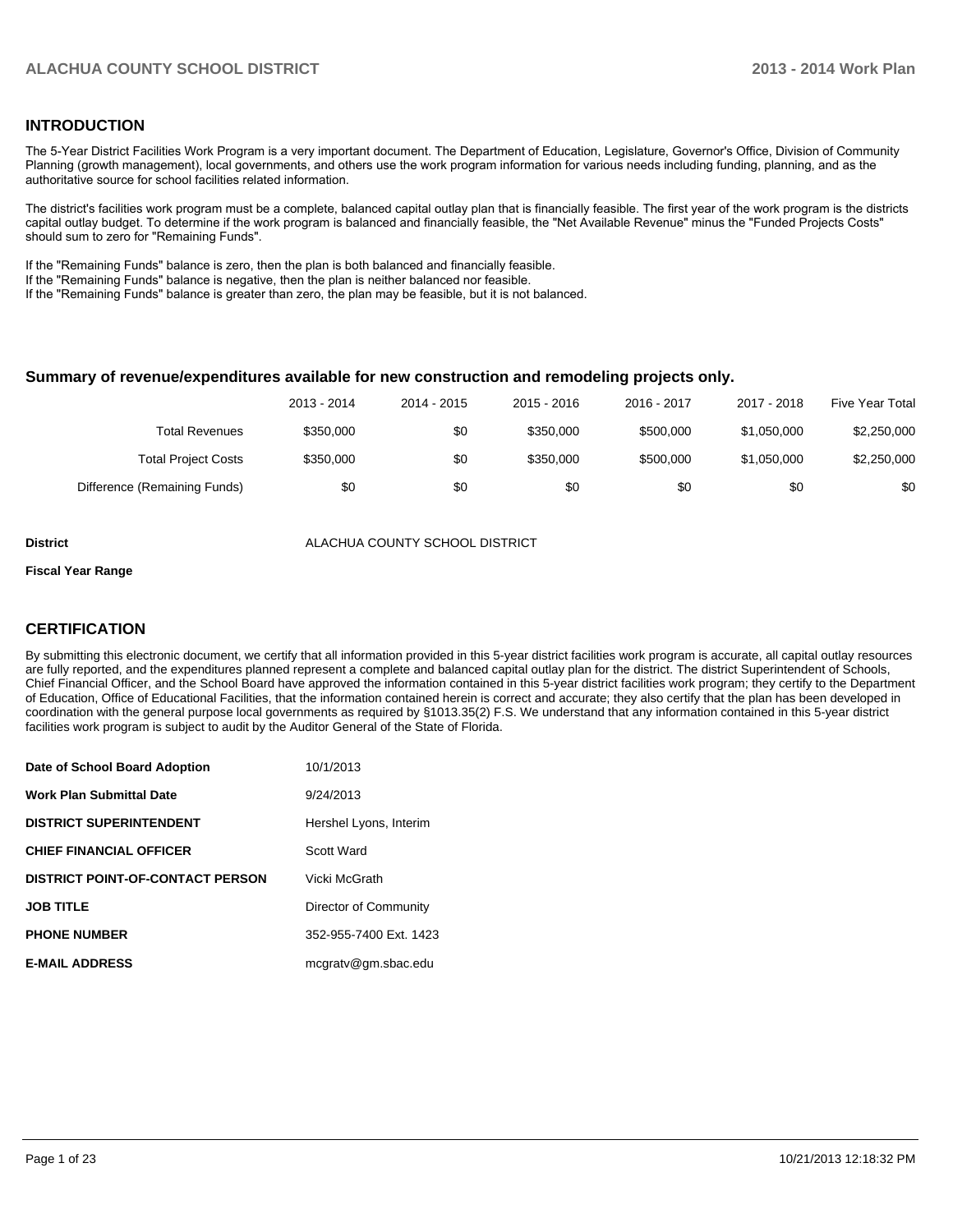## INTRODUCTION

The 5-Year District Facilities Work Program is a very important document. The Department of Education, Legislature, Governor's Office, Division of Community Planning (growth management), local governments, and others use the work program information for various needs including funding, planning, and as the authoritative source for school facilities related information.

The district's facilities work program must be a complete, balanced capital outlay plan that is financially feasible. The first year of the work program is the districts capital outlay budget. To determine if the work program is balanced and financially feasible, the "Net Available Revenue" minus the "Funded Projects Costs" should sum to zero for "Remaining Funds".

If the "Remaining Funds" balance is zero, then the plan is both balanced and financially feasible.
If the "Remaining Funds" balance is negative, then the plan is neither balanced nor feasible.
If the "Remaining Funds" balance is greater than zero, the plan may be feasible, but it is not balanced.

### Summary of revenue/expenditures available for new construction and remodeling projects only.

| | 2013 - 2014 | 2014 - 2015 | 2015 - 2016 | 2016 - 2017 | 2017 - 2018 | Five Year Total |
|---|---|---|---|---|---|---|
| Total Revenues | $350,000 | $0 | $350,000 | $500,000 | $1,050,000 | $2,250,000 |
| Total Project Costs | $350,000 | $0 | $350,000 | $500,000 | $1,050,000 | $2,250,000 |
| Difference (Remaining Funds) | $0 | $0 | $0 | $0 | $0 | $0 |

**District** ALACHUA COUNTY SCHOOL DISTRICT

**Fiscal Year Range**

## CERTIFICATION

By submitting this electronic document, we certify that all information provided in this 5-year district facilities work program is accurate, all capital outlay resources are fully reported, and the expenditures planned represent a complete and balanced capital outlay plan for the district. The district Superintendent of Schools, Chief Financial Officer, and the School Board have approved the information contained in this 5-year district facilities work program; they certify to the Department of Education, Office of Educational Facilities, that the information contained herein is correct and accurate; they also certify that the plan has been developed in coordination with the general purpose local governments as required by §1013.35(2) F.S. We understand that any information contained in this 5-year district facilities work program is subject to audit by the Auditor General of the State of Florida.

| | |
|---|---|
| **Date of School Board Adoption** | 10/1/2013 |
| **Work Plan Submittal Date** | 9/24/2013 |
| **DISTRICT SUPERINTENDENT** | Hershel Lyons, Interim |
| **CHIEF FINANCIAL OFFICER** | Scott Ward |
| **DISTRICT POINT-OF-CONTACT PERSON** | Vicki McGrath |
| **JOB TITLE** | Director of Community |
| **PHONE NUMBER** | 352-955-7400 Ext. 1423 |
| **E-MAIL ADDRESS** | mcgratv@gm.sbac.edu |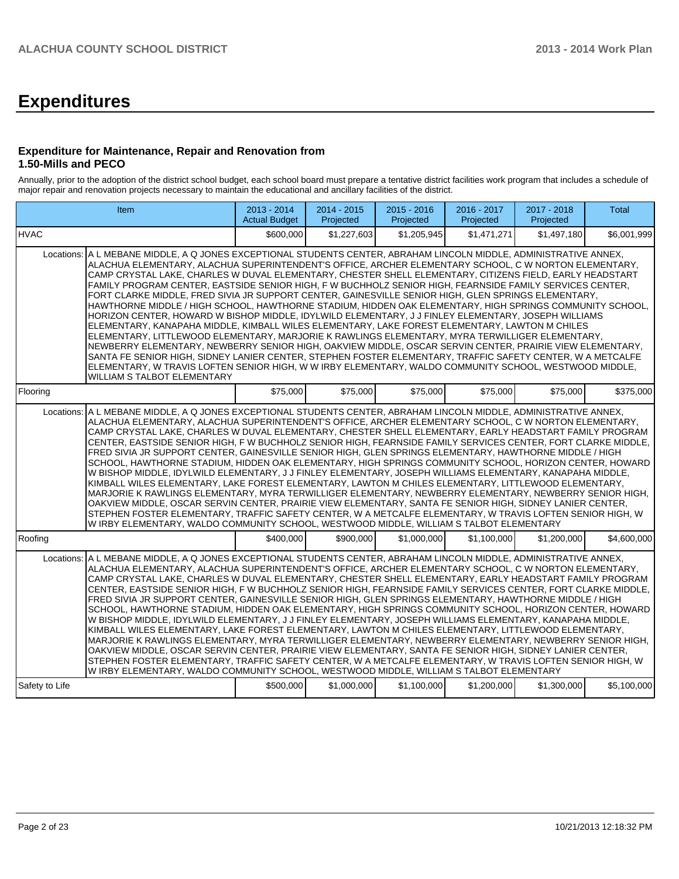# Expenditures

### Expenditure for Maintenance, Repair and Renovation from 1.50-Mills and PECO

Annually, prior to the adoption of the district school budget, each school board must prepare a tentative district facilities work program that includes a schedule of major repair and renovation projects necessary to maintain the educational and ancillary facilities of the district.

| Item | | 2013 - 2014 Actual Budget | 2014 - 2015 Projected | 2015 - 2016 Projected | 2016 - 2017 Projected | 2017 - 2018 Projected | Total |
|---|---|---|---|---|---|---|---|
| HVAC | | $600,000 | $1,227,603 | $1,205,945 | $1,471,271 | $1,497,180 | $6,001,999 |
| Locations: | A L MEBANE MIDDLE, A Q JONES EXCEPTIONAL STUDENTS CENTER, ABRAHAM LINCOLN MIDDLE, ADMINISTRATIVE ANNEX, ALACHUA ELEMENTARY, ALACHUA SUPERINTENDENT'S OFFICE, ARCHER ELEMENTARY SCHOOL, C W NORTON ELEMENTARY, CAMP CRYSTAL LAKE, CHARLES W DUVAL ELEMENTARY, CHESTER SHELL ELEMENTARY, CITIZENS FIELD, EARLY HEADSTART FAMILY PROGRAM CENTER, EASTSIDE SENIOR HIGH, F W BUCHHOLZ SENIOR HIGH, FEARNSIDE FAMILY SERVICES CENTER, FORT CLARKE MIDDLE, FRED SIVIA JR SUPPORT CENTER, GAINESVILLE SENIOR HIGH, GLEN SPRINGS ELEMENTARY, HAWTHORNE MIDDLE / HIGH SCHOOL, HAWTHORNE STADIUM, HIDDEN OAK ELEMENTARY, HIGH SPRINGS COMMUNITY SCHOOL, HORIZON CENTER, HOWARD W BISHOP MIDDLE, IDYLWILD ELEMENTARY, J J FINLEY ELEMENTARY, JOSEPH WILLIAMS ELEMENTARY, KANAPAHA MIDDLE, KIMBALL WILES ELEMENTARY, LAKE FOREST ELEMENTARY, LAWTON M CHILES ELEMENTARY, LITTLEWOOD ELEMENTARY, MARJORIE K RAWLINGS ELEMENTARY, MYRA TERWILLIGER ELEMENTARY, NEWBERRY ELEMENTARY, NEWBERRY SENIOR HIGH, OAKVIEW MIDDLE, OSCAR SERVIN CENTER, PRAIRIE VIEW ELEMENTARY, SANTA FE SENIOR HIGH, SIDNEY LANIER CENTER, STEPHEN FOSTER ELEMENTARY, TRAFFIC SAFETY CENTER, W A METCALFE ELEMENTARY, W TRAVIS LOFTEN SENIOR HIGH, W W IRBY ELEMENTARY, WALDO COMMUNITY SCHOOL, WESTWOOD MIDDLE, WILLIAM S TALBOT ELEMENTARY | | | | | | |
| Flooring | | $75,000 | $75,000 | $75,000 | $75,000 | $75,000 | $375,000 |
| Locations: | A L MEBANE MIDDLE, A Q JONES EXCEPTIONAL STUDENTS CENTER, ABRAHAM LINCOLN MIDDLE, ADMINISTRATIVE ANNEX, ALACHUA ELEMENTARY, ALACHUA SUPERINTENDENT'S OFFICE, ARCHER ELEMENTARY SCHOOL, C W NORTON ELEMENTARY, CAMP CRYSTAL LAKE, CHARLES W DUVAL ELEMENTARY, CHESTER SHELL ELEMENTARY, EARLY HEADSTART FAMILY PROGRAM CENTER, EASTSIDE SENIOR HIGH, F W BUCHHOLZ SENIOR HIGH, FEARNSIDE FAMILY SERVICES CENTER, FORT CLARKE MIDDLE, FRED SIVIA JR SUPPORT CENTER, GAINESVILLE SENIOR HIGH, GLEN SPRINGS ELEMENTARY, HAWTHORNE MIDDLE / HIGH SCHOOL, HAWTHORNE STADIUM, HIDDEN OAK ELEMENTARY, HIGH SPRINGS COMMUNITY SCHOOL, HORIZON CENTER, HOWARD W BISHOP MIDDLE, IDYLWILD ELEMENTARY, J J FINLEY ELEMENTARY, JOSEPH WILLIAMS ELEMENTARY, KANAPAHA MIDDLE, KIMBALL WILES ELEMENTARY, LAKE FOREST ELEMENTARY, LAWTON M CHILES ELEMENTARY, LITTLEWOOD ELEMENTARY, MARJORIE K RAWLINGS ELEMENTARY, MYRA TERWILLIGER ELEMENTARY, NEWBERRY ELEMENTARY, NEWBERRY SENIOR HIGH, OAKVIEW MIDDLE, OSCAR SERVIN CENTER, PRAIRIE VIEW ELEMENTARY, SANTA FE SENIOR HIGH, SIDNEY LANIER CENTER, STEPHEN FOSTER ELEMENTARY, TRAFFIC SAFETY CENTER, W A METCALFE ELEMENTARY, W TRAVIS LOFTEN SENIOR HIGH, W W IRBY ELEMENTARY, WALDO COMMUNITY SCHOOL, WESTWOOD MIDDLE, WILLIAM S TALBOT ELEMENTARY | | | | | | |
| Roofing | | $400,000 | $900,000 | $1,000,000 | $1,100,000 | $1,200,000 | $4,600,000 |
| Locations: | A L MEBANE MIDDLE, A Q JONES EXCEPTIONAL STUDENTS CENTER, ABRAHAM LINCOLN MIDDLE, ADMINISTRATIVE ANNEX, ALACHUA ELEMENTARY, ALACHUA SUPERINTENDENT'S OFFICE, ARCHER ELEMENTARY SCHOOL, C W NORTON ELEMENTARY, CAMP CRYSTAL LAKE, CHARLES W DUVAL ELEMENTARY, CHESTER SHELL ELEMENTARY, EARLY HEADSTART FAMILY PROGRAM CENTER, EASTSIDE SENIOR HIGH, F W BUCHHOLZ SENIOR HIGH, FEARNSIDE FAMILY SERVICES CENTER, FORT CLARKE MIDDLE, FRED SIVIA JR SUPPORT CENTER, GAINESVILLE SENIOR HIGH, GLEN SPRINGS ELEMENTARY, HAWTHORNE MIDDLE / HIGH SCHOOL, HAWTHORNE STADIUM, HIDDEN OAK ELEMENTARY, HIGH SPRINGS COMMUNITY SCHOOL, HORIZON CENTER, HOWARD W BISHOP MIDDLE, IDYLWILD ELEMENTARY, J J FINLEY ELEMENTARY, JOSEPH WILLIAMS ELEMENTARY, KANAPAHA MIDDLE, KIMBALL WILES ELEMENTARY, LAKE FOREST ELEMENTARY, LAWTON M CHILES ELEMENTARY, LITTLEWOOD ELEMENTARY, MARJORIE K RAWLINGS ELEMENTARY, MYRA TERWILLIGER ELEMENTARY, NEWBERRY ELEMENTARY, NEWBERRY SENIOR HIGH, OAKVIEW MIDDLE, OSCAR SERVIN CENTER, PRAIRIE VIEW ELEMENTARY, SANTA FE SENIOR HIGH, SIDNEY LANIER CENTER, STEPHEN FOSTER ELEMENTARY, TRAFFIC SAFETY CENTER, W A METCALFE ELEMENTARY, W TRAVIS LOFTEN SENIOR HIGH, W W IRBY ELEMENTARY, WALDO COMMUNITY SCHOOL, WESTWOOD MIDDLE, WILLIAM S TALBOT ELEMENTARY | | | | | | |
| Safety to Life | | $500,000 | $1,000,000 | $1,100,000 | $1,200,000 | $1,300,000 | $5,100,000 |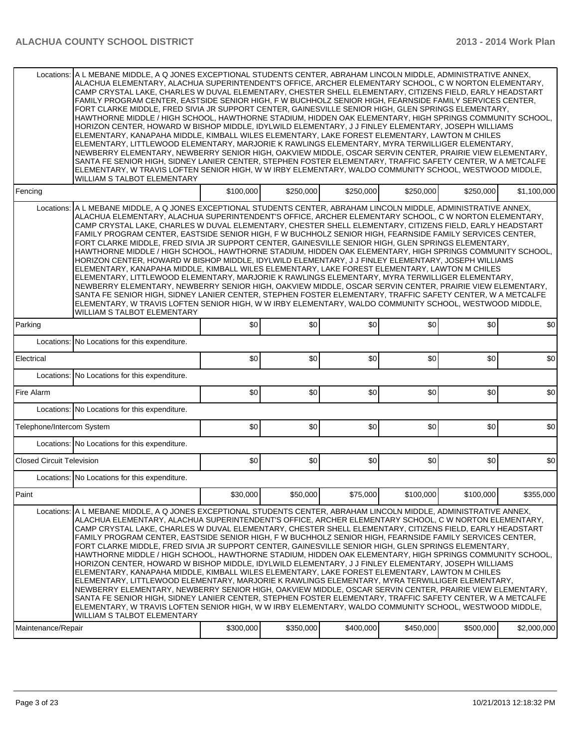| | | | | | | |
|---|---|---|---|---|---|---|
| Locations: | A L MEBANE MIDDLE, A Q JONES EXCEPTIONAL STUDENTS CENTER, ABRAHAM LINCOLN MIDDLE, ADMINISTRATIVE ANNEX, ALACHUA ELEMENTARY, ALACHUA SUPERINTENDENT'S OFFICE, ARCHER ELEMENTARY SCHOOL, C W NORTON ELEMENTARY, CAMP CRYSTAL LAKE, CHARLES W DUVAL ELEMENTARY, CHESTER SHELL ELEMENTARY, CITIZENS FIELD, EARLY HEADSTART FAMILY PROGRAM CENTER, EASTSIDE SENIOR HIGH, F W BUCHHOLZ SENIOR HIGH, FEARNSIDE FAMILY SERVICES CENTER, FORT CLARKE MIDDLE, FRED SIVIA JR SUPPORT CENTER, GAINESVILLE SENIOR HIGH, GLEN SPRINGS ELEMENTARY, HAWTHORNE MIDDLE / HIGH SCHOOL, HAWTHORNE STADIUM, HIDDEN OAK ELEMENTARY, HIGH SPRINGS COMMUNITY SCHOOL, HORIZON CENTER, HOWARD W BISHOP MIDDLE, IDYLWILD ELEMENTARY, J J FINLEY ELEMENTARY, JOSEPH WILLIAMS ELEMENTARY, KANAPAHA MIDDLE, KIMBALL WILES ELEMENTARY, LAKE FOREST ELEMENTARY, LAWTON M CHILES ELEMENTARY, LITTLEWOOD ELEMENTARY, MARJORIE K RAWLINGS ELEMENTARY, MYRA TERWILLIGER ELEMENTARY, NEWBERRY ELEMENTARY, NEWBERRY SENIOR HIGH, OAKVIEW MIDDLE, OSCAR SERVIN CENTER, PRAIRIE VIEW ELEMENTARY, SANTA FE SENIOR HIGH, SIDNEY LANIER CENTER, STEPHEN FOSTER ELEMENTARY, TRAFFIC SAFETY CENTER, W A METCALFE ELEMENTARY, W TRAVIS LOFTEN SENIOR HIGH, W W IRBY ELEMENTARY, WALDO COMMUNITY SCHOOL, WESTWOOD MIDDLE, WILLIAM S TALBOT ELEMENTARY | | | | | |
| Fencing | | $100,000 | $250,000 | $250,000 | $250,000 | $250,000 | $1,100,000 |
| Locations: | A L MEBANE MIDDLE, A Q JONES EXCEPTIONAL STUDENTS CENTER, ABRAHAM LINCOLN MIDDLE, ADMINISTRATIVE ANNEX, ALACHUA ELEMENTARY, ALACHUA SUPERINTENDENT'S OFFICE, ARCHER ELEMENTARY SCHOOL, C W NORTON ELEMENTARY, CAMP CRYSTAL LAKE, CHARLES W DUVAL ELEMENTARY, CHESTER SHELL ELEMENTARY, CITIZENS FIELD, EARLY HEADSTART FAMILY PROGRAM CENTER, EASTSIDE SENIOR HIGH, F W BUCHHOLZ SENIOR HIGH, FEARNSIDE FAMILY SERVICES CENTER, FORT CLARKE MIDDLE, FRED SIVIA JR SUPPORT CENTER, GAINESVILLE SENIOR HIGH, GLEN SPRINGS ELEMENTARY, HAWTHORNE MIDDLE / HIGH SCHOOL, HAWTHORNE STADIUM, HIDDEN OAK ELEMENTARY, HIGH SPRINGS COMMUNITY SCHOOL, HORIZON CENTER, HOWARD W BISHOP MIDDLE, IDYLWILD ELEMENTARY, J J FINLEY ELEMENTARY, JOSEPH WILLIAMS ELEMENTARY, KANAPAHA MIDDLE, KIMBALL WILES ELEMENTARY, LAKE FOREST ELEMENTARY, LAWTON M CHILES ELEMENTARY, LITTLEWOOD ELEMENTARY, MARJORIE K RAWLINGS ELEMENTARY, MYRA TERWILLIGER ELEMENTARY, NEWBERRY ELEMENTARY, NEWBERRY SENIOR HIGH, OAKVIEW MIDDLE, OSCAR SERVIN CENTER, PRAIRIE VIEW ELEMENTARY, SANTA FE SENIOR HIGH, SIDNEY LANIER CENTER, STEPHEN FOSTER ELEMENTARY, TRAFFIC SAFETY CENTER, W A METCALFE ELEMENTARY, W TRAVIS LOFTEN SENIOR HIGH, W W IRBY ELEMENTARY, WALDO COMMUNITY SCHOOL, WESTWOOD MIDDLE, WILLIAM S TALBOT ELEMENTARY | | | | | |
| Parking | | $0 | $0 | $0 | $0 | $0 | $0 |
| Locations: | No Locations for this expenditure. | | | | | |
| Electrical | | $0 | $0 | $0 | $0 | $0 | $0 |
| Locations: | No Locations for this expenditure. | | | | | |
| Fire Alarm | | $0 | $0 | $0 | $0 | $0 | $0 |
| Locations: | No Locations for this expenditure. | | | | | |
| Telephone/Intercom System | | $0 | $0 | $0 | $0 | $0 | $0 |
| Locations: | No Locations for this expenditure. | | | | | |
| Closed Circuit Television | | $0 | $0 | $0 | $0 | $0 | $0 |
| Locations: | No Locations for this expenditure. | | | | | |
| Paint | | $30,000 | $50,000 | $75,000 | $100,000 | $100,000 | $355,000 |
| Locations: | A L MEBANE MIDDLE, A Q JONES EXCEPTIONAL STUDENTS CENTER, ABRAHAM LINCOLN MIDDLE, ADMINISTRATIVE ANNEX, ALACHUA ELEMENTARY, ALACHUA SUPERINTENDENT'S OFFICE, ARCHER ELEMENTARY SCHOOL, C W NORTON ELEMENTARY, CAMP CRYSTAL LAKE, CHARLES W DUVAL ELEMENTARY, CHESTER SHELL ELEMENTARY, CITIZENS FIELD, EARLY HEADSTART FAMILY PROGRAM CENTER, EASTSIDE SENIOR HIGH, F W BUCHHOLZ SENIOR HIGH, FEARNSIDE FAMILY SERVICES CENTER, FORT CLARKE MIDDLE, FRED SIVIA JR SUPPORT CENTER, GAINESVILLE SENIOR HIGH, GLEN SPRINGS ELEMENTARY, HAWTHORNE MIDDLE / HIGH SCHOOL, HAWTHORNE STADIUM, HIDDEN OAK ELEMENTARY, HIGH SPRINGS COMMUNITY SCHOOL, HORIZON CENTER, HOWARD W BISHOP MIDDLE, IDYLWILD ELEMENTARY, J J FINLEY ELEMENTARY, JOSEPH WILLIAMS ELEMENTARY, KANAPAHA MIDDLE, KIMBALL WILES ELEMENTARY, LAKE FOREST ELEMENTARY, LAWTON M CHILES ELEMENTARY, LITTLEWOOD ELEMENTARY, MARJORIE K RAWLINGS ELEMENTARY, MYRA TERWILLIGER ELEMENTARY, NEWBERRY ELEMENTARY, NEWBERRY SENIOR HIGH, OAKVIEW MIDDLE, OSCAR SERVIN CENTER, PRAIRIE VIEW ELEMENTARY, SANTA FE SENIOR HIGH, SIDNEY LANIER CENTER, STEPHEN FOSTER ELEMENTARY, TRAFFIC SAFETY CENTER, W A METCALFE ELEMENTARY, W TRAVIS LOFTEN SENIOR HIGH, W W IRBY ELEMENTARY, WALDO COMMUNITY SCHOOL, WESTWOOD MIDDLE, WILLIAM S TALBOT ELEMENTARY | | | | | |
| Maintenance/Repair | | $300,000 | $350,000 | $400,000 | $450,000 | $500,000 | $2,000,000 |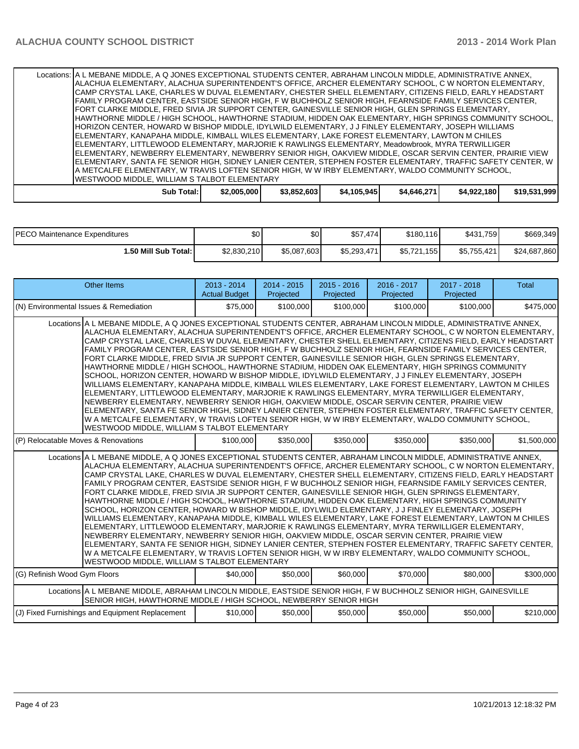| | | | | | | |
|---|---|---|---|---|---|---|
| Locations: | A L MEBANE MIDDLE, A Q JONES EXCEPTIONAL STUDENTS CENTER, ABRAHAM LINCOLN MIDDLE, ADMINISTRATIVE ANNEX, ALACHUA ELEMENTARY, ALACHUA SUPERINTENDENT'S OFFICE, ARCHER ELEMENTARY SCHOOL, C W NORTON ELEMENTARY, CAMP CRYSTAL LAKE, CHARLES W DUVAL ELEMENTARY, CHESTER SHELL ELEMENTARY, CITIZENS FIELD, EARLY HEADSTART FAMILY PROGRAM CENTER, EASTSIDE SENIOR HIGH, F W BUCHHOLZ SENIOR HIGH, FEARNSIDE FAMILY SERVICES CENTER, FORT CLARKE MIDDLE, FRED SIVIA JR SUPPORT CENTER, GAINESVILLE SENIOR HIGH, GLEN SPRINGS ELEMENTARY, HAWTHORNE MIDDLE / HIGH SCHOOL, HAWTHORNE STADIUM, HIDDEN OAK ELEMENTARY, HIGH SPRINGS COMMUNITY SCHOOL, HORIZON CENTER, HOWARD W BISHOP MIDDLE, IDYLWILD ELEMENTARY, J J FINLEY ELEMENTARY, JOSEPH WILLIAMS ELEMENTARY, KANAPAHA MIDDLE, KIMBALL WILES ELEMENTARY, LAKE FOREST ELEMENTARY, LAWTON M CHILES ELEMENTARY, LITTLEWOOD ELEMENTARY, MARJORIE K RAWLINGS ELEMENTARY, Meadowbrook, MYRA TERWILLIGER ELEMENTARY, NEWBERRY ELEMENTARY, NEWBERRY SENIOR HIGH, OAKVIEW MIDDLE, OSCAR SERVIN CENTER, PRAIRIE VIEW ELEMENTARY, SANTA FE SENIOR HIGH, SIDNEY LANIER CENTER, STEPHEN FOSTER ELEMENTARY, TRAFFIC SAFETY CENTER, W A METCALFE ELEMENTARY, W TRAVIS LOFTEN SENIOR HIGH, W W IRBY ELEMENTARY, WALDO COMMUNITY SCHOOL, WESTWOOD MIDDLE, WILLIAM S TALBOT ELEMENTARY | | | | | |
| **Sub Total:** | $2,005,000 | $3,852,603 | $4,105,945 | $4,646,271 | $4,922,180 | $19,531,999 |

| | | | | | | |
|---|---|---|---|---|---|---|
| PECO Maintenance Expenditures | $0 | $0 | $57,474 | $180,116 | $431,759 | $669,349 |
| **1.50 Mill Sub Total:** | $2,830,210 | $5,087,603 | $5,293,471 | $5,721,155 | $5,755,421 | $24,687,860 |

| Other Items | 2013 - 2014 Actual Budget | 2014 - 2015 Projected | 2015 - 2016 Projected | 2016 - 2017 Projected | 2017 - 2018 Projected | Total |
|---|---|---|---|---|---|---|
| (N) Environmental Issues & Remediation | $75,000 | $100,000 | $100,000 | $100,000 | $100,000 | $475,000 |
| Locations A L MEBANE MIDDLE, A Q JONES EXCEPTIONAL STUDENTS CENTER, ABRAHAM LINCOLN MIDDLE, ADMINISTRATIVE ANNEX, ALACHUA ELEMENTARY, ALACHUA SUPERINTENDENT'S OFFICE, ARCHER ELEMENTARY SCHOOL, C W NORTON ELEMENTARY, CAMP CRYSTAL LAKE, CHARLES W DUVAL ELEMENTARY, CHESTER SHELL ELEMENTARY, CITIZENS FIELD, EARLY HEADSTART FAMILY PROGRAM CENTER, EASTSIDE SENIOR HIGH, F W BUCHHOLZ SENIOR HIGH, FEARNSIDE FAMILY SERVICES CENTER, FORT CLARKE MIDDLE, FRED SIVIA JR SUPPORT CENTER, GAINESVILLE SENIOR HIGH, GLEN SPRINGS ELEMENTARY, HAWTHORNE MIDDLE / HIGH SCHOOL, HAWTHORNE STADIUM, HIDDEN OAK ELEMENTARY, HIGH SPRINGS COMMUNITY SCHOOL, HORIZON CENTER, HOWARD W BISHOP MIDDLE, IDYLWILD ELEMENTARY, J J FINLEY ELEMENTARY, JOSEPH WILLIAMS ELEMENTARY, KANAPAHA MIDDLE, KIMBALL WILES ELEMENTARY, LAKE FOREST ELEMENTARY, LAWTON M CHILES ELEMENTARY, LITTLEWOOD ELEMENTARY, MARJORIE K RAWLINGS ELEMENTARY, MYRA TERWILLIGER ELEMENTARY, NEWBERRY ELEMENTARY, NEWBERRY SENIOR HIGH, OAKVIEW MIDDLE, OSCAR SERVIN CENTER, PRAIRIE VIEW ELEMENTARY, SANTA FE SENIOR HIGH, SIDNEY LANIER CENTER, STEPHEN FOSTER ELEMENTARY, TRAFFIC SAFETY CENTER, W A METCALFE ELEMENTARY, W TRAVIS LOFTEN SENIOR HIGH, W W IRBY ELEMENTARY, WALDO COMMUNITY SCHOOL, WESTWOOD MIDDLE, WILLIAM S TALBOT ELEMENTARY | | | | | | |
| (P) Relocatable Moves & Renovations | $100,000 | $350,000 | $350,000 | $350,000 | $350,000 | $1,500,000 |
| Locations A L MEBANE MIDDLE, A Q JONES EXCEPTIONAL STUDENTS CENTER, ABRAHAM LINCOLN MIDDLE, ADMINISTRATIVE ANNEX, ALACHUA ELEMENTARY, ALACHUA SUPERINTENDENT'S OFFICE, ARCHER ELEMENTARY SCHOOL, C W NORTON ELEMENTARY, CAMP CRYSTAL LAKE, CHARLES W DUVAL ELEMENTARY, CHESTER SHELL ELEMENTARY, CITIZENS FIELD, EARLY HEADSTART FAMILY PROGRAM CENTER, EASTSIDE SENIOR HIGH, F W BUCHHOLZ SENIOR HIGH, FEARNSIDE FAMILY SERVICES CENTER, FORT CLARKE MIDDLE, FRED SIVIA JR SUPPORT CENTER, GAINESVILLE SENIOR HIGH, GLEN SPRINGS ELEMENTARY, HAWTHORNE MIDDLE / HIGH SCHOOL, HAWTHORNE STADIUM, HIDDEN OAK ELEMENTARY, HIGH SPRINGS COMMUNITY SCHOOL, HORIZON CENTER, HOWARD W BISHOP MIDDLE, IDYLWILD ELEMENTARY, J J FINLEY ELEMENTARY, JOSEPH WILLIAMS ELEMENTARY, KANAPAHA MIDDLE, KIMBALL WILES ELEMENTARY, LAKE FOREST ELEMENTARY, LAWTON M CHILES ELEMENTARY, LITTLEWOOD ELEMENTARY, MARJORIE K RAWLINGS ELEMENTARY, MYRA TERWILLIGER ELEMENTARY, NEWBERRY ELEMENTARY, NEWBERRY SENIOR HIGH, OAKVIEW MIDDLE, OSCAR SERVIN CENTER, PRAIRIE VIEW ELEMENTARY, SANTA FE SENIOR HIGH, SIDNEY LANIER CENTER, STEPHEN FOSTER ELEMENTARY, TRAFFIC SAFETY CENTER, W A METCALFE ELEMENTARY, W TRAVIS LOFTEN SENIOR HIGH, W W IRBY ELEMENTARY, WALDO COMMUNITY SCHOOL, WESTWOOD MIDDLE, WILLIAM S TALBOT ELEMENTARY | | | | | | |
| (G) Refinish Wood Gym Floors | $40,000 | $50,000 | $60,000 | $70,000 | $80,000 | $300,000 |
| Locations A L MEBANE MIDDLE, ABRAHAM LINCOLN MIDDLE, EASTSIDE SENIOR HIGH, F W BUCHHOLZ SENIOR HIGH, GAINESVILLE SENIOR HIGH, HAWTHORNE MIDDLE / HIGH SCHOOL, NEWBERRY SENIOR HIGH | | | | | | |
| (J) Fixed Furnishings and Equipment Replacement | $10,000 | $50,000 | $50,000 | $50,000 | $50,000 | $210,000 |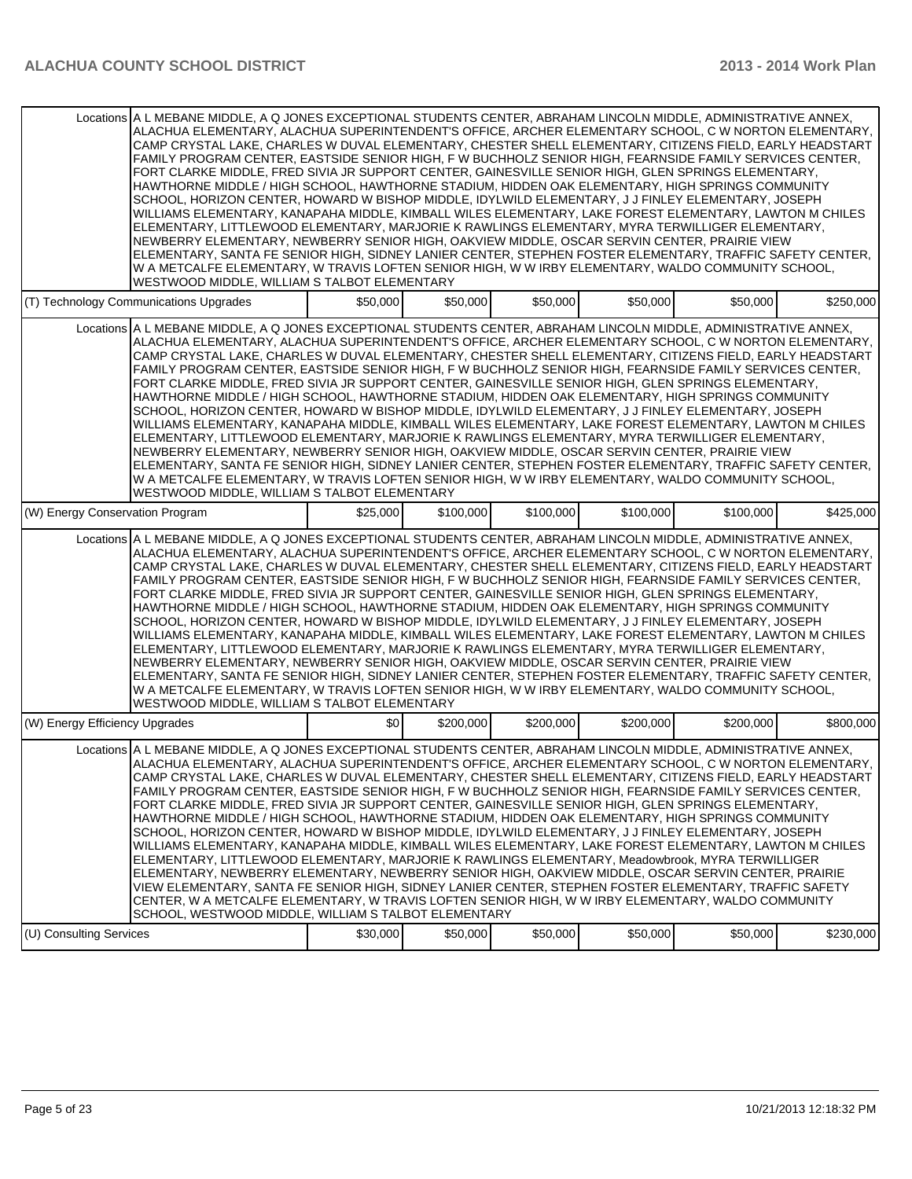| | | | | | | |
|---|---|---|---|---|---|---|
| Locations | A L MEBANE MIDDLE, A Q JONES EXCEPTIONAL STUDENTS CENTER, ABRAHAM LINCOLN MIDDLE, ADMINISTRATIVE ANNEX, ALACHUA ELEMENTARY, ALACHUA SUPERINTENDENT'S OFFICE, ARCHER ELEMENTARY SCHOOL, C W NORTON ELEMENTARY, CAMP CRYSTAL LAKE, CHARLES W DUVAL ELEMENTARY, CHESTER SHELL ELEMENTARY, CITIZENS FIELD, EARLY HEADSTART FAMILY PROGRAM CENTER, EASTSIDE SENIOR HIGH, F W BUCHHOLZ SENIOR HIGH, FEARNSIDE FAMILY SERVICES CENTER, FORT CLARKE MIDDLE, FRED SIVIA JR SUPPORT CENTER, GAINESVILLE SENIOR HIGH, GLEN SPRINGS ELEMENTARY, HAWTHORNE MIDDLE / HIGH SCHOOL, HAWTHORNE STADIUM, HIDDEN OAK ELEMENTARY, HIGH SPRINGS COMMUNITY SCHOOL, HORIZON CENTER, HOWARD W BISHOP MIDDLE, IDYLWILD ELEMENTARY, J J FINLEY ELEMENTARY, JOSEPH WILLIAMS ELEMENTARY, KANAPAHA MIDDLE, KIMBALL WILES ELEMENTARY, LAKE FOREST ELEMENTARY, LAWTON M CHILES ELEMENTARY, LITTLEWOOD ELEMENTARY, MARJORIE K RAWLINGS ELEMENTARY, MYRA TERWILLIGER ELEMENTARY, NEWBERRY ELEMENTARY, NEWBERRY SENIOR HIGH, OAKVIEW MIDDLE, OSCAR SERVIN CENTER, PRAIRIE VIEW ELEMENTARY, SANTA FE SENIOR HIGH, SIDNEY LANIER CENTER, STEPHEN FOSTER ELEMENTARY, TRAFFIC SAFETY CENTER, W A METCALFE ELEMENTARY, W TRAVIS LOFTEN SENIOR HIGH, W W IRBY ELEMENTARY, WALDO COMMUNITY SCHOOL, WESTWOOD MIDDLE, WILLIAM S TALBOT ELEMENTARY | | | | | |
| (T) Technology Communications Upgrades | | $50,000 | $50,000 | $50,000 | $50,000 | $50,000 | $250,000 |
| Locations | A L MEBANE MIDDLE, A Q JONES EXCEPTIONAL STUDENTS CENTER, ABRAHAM LINCOLN MIDDLE, ADMINISTRATIVE ANNEX, ALACHUA ELEMENTARY, ALACHUA SUPERINTENDENT'S OFFICE, ARCHER ELEMENTARY SCHOOL, C W NORTON ELEMENTARY, CAMP CRYSTAL LAKE, CHARLES W DUVAL ELEMENTARY, CHESTER SHELL ELEMENTARY, CITIZENS FIELD, EARLY HEADSTART FAMILY PROGRAM CENTER, EASTSIDE SENIOR HIGH, F W BUCHHOLZ SENIOR HIGH, FEARNSIDE FAMILY SERVICES CENTER, FORT CLARKE MIDDLE, FRED SIVIA JR SUPPORT CENTER, GAINESVILLE SENIOR HIGH, GLEN SPRINGS ELEMENTARY, HAWTHORNE MIDDLE / HIGH SCHOOL, HAWTHORNE STADIUM, HIDDEN OAK ELEMENTARY, HIGH SPRINGS COMMUNITY SCHOOL, HORIZON CENTER, HOWARD W BISHOP MIDDLE, IDYLWILD ELEMENTARY, J J FINLEY ELEMENTARY, JOSEPH WILLIAMS ELEMENTARY, KANAPAHA MIDDLE, KIMBALL WILES ELEMENTARY, LAKE FOREST ELEMENTARY, LAWTON M CHILES ELEMENTARY, LITTLEWOOD ELEMENTARY, MARJORIE K RAWLINGS ELEMENTARY, MYRA TERWILLIGER ELEMENTARY, NEWBERRY ELEMENTARY, NEWBERRY SENIOR HIGH, OAKVIEW MIDDLE, OSCAR SERVIN CENTER, PRAIRIE VIEW ELEMENTARY, SANTA FE SENIOR HIGH, SIDNEY LANIER CENTER, STEPHEN FOSTER ELEMENTARY, TRAFFIC SAFETY CENTER, W A METCALFE ELEMENTARY, W TRAVIS LOFTEN SENIOR HIGH, W W IRBY ELEMENTARY, WALDO COMMUNITY SCHOOL, WESTWOOD MIDDLE, WILLIAM S TALBOT ELEMENTARY | | | | | |
| (W) Energy Conservation Program | | $25,000 | $100,000 | $100,000 | $100,000 | $100,000 | $425,000 |
| Locations | A L MEBANE MIDDLE, A Q JONES EXCEPTIONAL STUDENTS CENTER, ABRAHAM LINCOLN MIDDLE, ADMINISTRATIVE ANNEX, ALACHUA ELEMENTARY, ALACHUA SUPERINTENDENT'S OFFICE, ARCHER ELEMENTARY SCHOOL, C W NORTON ELEMENTARY, CAMP CRYSTAL LAKE, CHARLES W DUVAL ELEMENTARY, CHESTER SHELL ELEMENTARY, CITIZENS FIELD, EARLY HEADSTART FAMILY PROGRAM CENTER, EASTSIDE SENIOR HIGH, F W BUCHHOLZ SENIOR HIGH, FEARNSIDE FAMILY SERVICES CENTER, FORT CLARKE MIDDLE, FRED SIVIA JR SUPPORT CENTER, GAINESVILLE SENIOR HIGH, GLEN SPRINGS ELEMENTARY, HAWTHORNE MIDDLE / HIGH SCHOOL, HAWTHORNE STADIUM, HIDDEN OAK ELEMENTARY, HIGH SPRINGS COMMUNITY SCHOOL, HORIZON CENTER, HOWARD W BISHOP MIDDLE, IDYLWILD ELEMENTARY, J J FINLEY ELEMENTARY, JOSEPH WILLIAMS ELEMENTARY, KANAPAHA MIDDLE, KIMBALL WILES ELEMENTARY, LAKE FOREST ELEMENTARY, LAWTON M CHILES ELEMENTARY, LITTLEWOOD ELEMENTARY, MARJORIE K RAWLINGS ELEMENTARY, MYRA TERWILLIGER ELEMENTARY, NEWBERRY ELEMENTARY, NEWBERRY SENIOR HIGH, OAKVIEW MIDDLE, OSCAR SERVIN CENTER, PRAIRIE VIEW ELEMENTARY, SANTA FE SENIOR HIGH, SIDNEY LANIER CENTER, STEPHEN FOSTER ELEMENTARY, TRAFFIC SAFETY CENTER, W A METCALFE ELEMENTARY, W TRAVIS LOFTEN SENIOR HIGH, W W IRBY ELEMENTARY, WALDO COMMUNITY SCHOOL, WESTWOOD MIDDLE, WILLIAM S TALBOT ELEMENTARY | | | | | |
| (W) Energy Efficiency Upgrades | | $0 | $200,000 | $200,000 | $200,000 | $200,000 | $800,000 |
| Locations | A L MEBANE MIDDLE, A Q JONES EXCEPTIONAL STUDENTS CENTER, ABRAHAM LINCOLN MIDDLE, ADMINISTRATIVE ANNEX, ALACHUA ELEMENTARY, ALACHUA SUPERINTENDENT'S OFFICE, ARCHER ELEMENTARY SCHOOL, C W NORTON ELEMENTARY, CAMP CRYSTAL LAKE, CHARLES W DUVAL ELEMENTARY, CHESTER SHELL ELEMENTARY, CITIZENS FIELD, EARLY HEADSTART FAMILY PROGRAM CENTER, EASTSIDE SENIOR HIGH, F W BUCHHOLZ SENIOR HIGH, FEARNSIDE FAMILY SERVICES CENTER, FORT CLARKE MIDDLE, FRED SIVIA JR SUPPORT CENTER, GAINESVILLE SENIOR HIGH, GLEN SPRINGS ELEMENTARY, HAWTHORNE MIDDLE / HIGH SCHOOL, HAWTHORNE STADIUM, HIDDEN OAK ELEMENTARY, HIGH SPRINGS COMMUNITY SCHOOL, HORIZON CENTER, HOWARD W BISHOP MIDDLE, IDYLWILD ELEMENTARY, J J FINLEY ELEMENTARY, JOSEPH WILLIAMS ELEMENTARY, KANAPAHA MIDDLE, KIMBALL WILES ELEMENTARY, LAKE FOREST ELEMENTARY, LAWTON M CHILES ELEMENTARY, LITTLEWOOD ELEMENTARY, MARJORIE K RAWLINGS ELEMENTARY, Meadowbrook, MYRA TERWILLIGER ELEMENTARY, NEWBERRY ELEMENTARY, NEWBERRY SENIOR HIGH, OAKVIEW MIDDLE, OSCAR SERVIN CENTER, PRAIRIE VIEW ELEMENTARY, SANTA FE SENIOR HIGH, SIDNEY LANIER CENTER, STEPHEN FOSTER ELEMENTARY, TRAFFIC SAFETY CENTER, W A METCALFE ELEMENTARY, W TRAVIS LOFTEN SENIOR HIGH, W W IRBY ELEMENTARY, WALDO COMMUNITY SCHOOL, WESTWOOD MIDDLE, WILLIAM S TALBOT ELEMENTARY | | | | | |
| (U) Consulting Services | | $30,000 | $50,000 | $50,000 | $50,000 | $50,000 | $230,000 |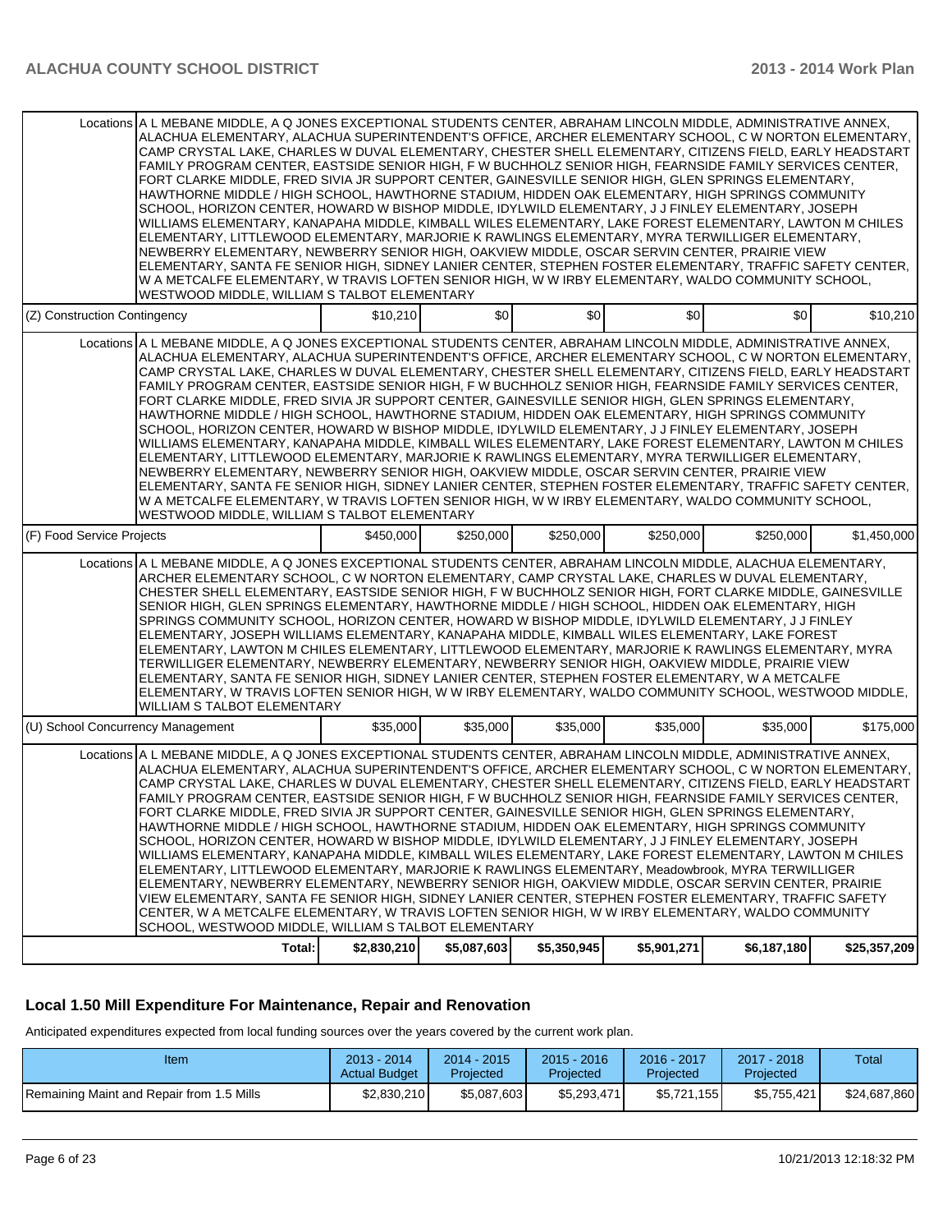| | | | | | | |
|---|---|---|---|---|---|---|
| Locations | A L MEBANE MIDDLE, A Q JONES EXCEPTIONAL STUDENTS CENTER, ABRAHAM LINCOLN MIDDLE, ADMINISTRATIVE ANNEX, ALACHUA ELEMENTARY, ALACHUA SUPERINTENDENT'S OFFICE, ARCHER ELEMENTARY SCHOOL, C W NORTON ELEMENTARY, CAMP CRYSTAL LAKE, CHARLES W DUVAL ELEMENTARY, CHESTER SHELL ELEMENTARY, CITIZENS FIELD, EARLY HEADSTART FAMILY PROGRAM CENTER, EASTSIDE SENIOR HIGH, F W BUCHHOLZ SENIOR HIGH, FEARNSIDE FAMILY SERVICES CENTER, FORT CLARKE MIDDLE, FRED SIVIA JR SUPPORT CENTER, GAINESVILLE SENIOR HIGH, GLEN SPRINGS ELEMENTARY, HAWTHORNE MIDDLE / HIGH SCHOOL, HAWTHORNE STADIUM, HIDDEN OAK ELEMENTARY, HIGH SPRINGS COMMUNITY SCHOOL, HORIZON CENTER, HOWARD W BISHOP MIDDLE, IDYLWILD ELEMENTARY, J J FINLEY ELEMENTARY, JOSEPH WILLIAMS ELEMENTARY, KANAPAHA MIDDLE, KIMBALL WILES ELEMENTARY, LAKE FOREST ELEMENTARY, LAWTON M CHILES ELEMENTARY, LITTLEWOOD ELEMENTARY, MARJORIE K RAWLINGS ELEMENTARY, MYRA TERWILLIGER ELEMENTARY, NEWBERRY ELEMENTARY, NEWBERRY SENIOR HIGH, OAKVIEW MIDDLE, OSCAR SERVIN CENTER, PRAIRIE VIEW ELEMENTARY, SANTA FE SENIOR HIGH, SIDNEY LANIER CENTER, STEPHEN FOSTER ELEMENTARY, TRAFFIC SAFETY CENTER, W A METCALFE ELEMENTARY, W TRAVIS LOFTEN SENIOR HIGH, W W IRBY ELEMENTARY, WALDO COMMUNITY SCHOOL, WESTWOOD MIDDLE, WILLIAM S TALBOT ELEMENTARY | | | | | |
| (Z) Construction Contingency | | $10,210 | $0 | $0 | $0 | $0 | $10,210 |
| Locations | A L MEBANE MIDDLE, A Q JONES EXCEPTIONAL STUDENTS CENTER, ABRAHAM LINCOLN MIDDLE, ADMINISTRATIVE ANNEX, ALACHUA ELEMENTARY, ALACHUA SUPERINTENDENT'S OFFICE, ARCHER ELEMENTARY SCHOOL, C W NORTON ELEMENTARY, CAMP CRYSTAL LAKE, CHARLES W DUVAL ELEMENTARY, CHESTER SHELL ELEMENTARY, CITIZENS FIELD, EARLY HEADSTART FAMILY PROGRAM CENTER, EASTSIDE SENIOR HIGH, F W BUCHHOLZ SENIOR HIGH, FEARNSIDE FAMILY SERVICES CENTER, FORT CLARKE MIDDLE, FRED SIVIA JR SUPPORT CENTER, GAINESVILLE SENIOR HIGH, GLEN SPRINGS ELEMENTARY, HAWTHORNE MIDDLE / HIGH SCHOOL, HAWTHORNE STADIUM, HIDDEN OAK ELEMENTARY, HIGH SPRINGS COMMUNITY SCHOOL, HORIZON CENTER, HOWARD W BISHOP MIDDLE, IDYLWILD ELEMENTARY, J J FINLEY ELEMENTARY, JOSEPH WILLIAMS ELEMENTARY, KANAPAHA MIDDLE, KIMBALL WILES ELEMENTARY, LAKE FOREST ELEMENTARY, LAWTON M CHILES ELEMENTARY, LITTLEWOOD ELEMENTARY, MARJORIE K RAWLINGS ELEMENTARY, MYRA TERWILLIGER ELEMENTARY, NEWBERRY ELEMENTARY, NEWBERRY SENIOR HIGH, OAKVIEW MIDDLE, OSCAR SERVIN CENTER, PRAIRIE VIEW ELEMENTARY, SANTA FE SENIOR HIGH, SIDNEY LANIER CENTER, STEPHEN FOSTER ELEMENTARY, TRAFFIC SAFETY CENTER, W A METCALFE ELEMENTARY, W TRAVIS LOFTEN SENIOR HIGH, W W IRBY ELEMENTARY, WALDO COMMUNITY SCHOOL, WESTWOOD MIDDLE, WILLIAM S TALBOT ELEMENTARY | | | | | |
| (F) Food Service Projects | | $450,000 | $250,000 | $250,000 | $250,000 | $250,000 | $1,450,000 |
| Locations | A L MEBANE MIDDLE, A Q JONES EXCEPTIONAL STUDENTS CENTER, ABRAHAM LINCOLN MIDDLE, ALACHUA ELEMENTARY, ARCHER ELEMENTARY SCHOOL, C W NORTON ELEMENTARY, CAMP CRYSTAL LAKE, CHARLES W DUVAL ELEMENTARY, CHESTER SHELL ELEMENTARY, EASTSIDE SENIOR HIGH, F W BUCHHOLZ SENIOR HIGH, FORT CLARKE MIDDLE, GAINESVILLE SENIOR HIGH, GLEN SPRINGS ELEMENTARY, HAWTHORNE MIDDLE / HIGH SCHOOL, HIDDEN OAK ELEMENTARY, HIGH SPRINGS COMMUNITY SCHOOL, HORIZON CENTER, HOWARD W BISHOP MIDDLE, IDYLWILD ELEMENTARY, J J FINLEY ELEMENTARY, JOSEPH WILLIAMS ELEMENTARY, KANAPAHA MIDDLE, KIMBALL WILES ELEMENTARY, LAKE FOREST ELEMENTARY, LAWTON M CHILES ELEMENTARY, LITTLEWOOD ELEMENTARY, MARJORIE K RAWLINGS ELEMENTARY, MYRA TERWILLIGER ELEMENTARY, NEWBERRY ELEMENTARY, NEWBERRY SENIOR HIGH, OAKVIEW MIDDLE, PRAIRIE VIEW ELEMENTARY, SANTA FE SENIOR HIGH, SIDNEY LANIER CENTER, STEPHEN FOSTER ELEMENTARY, W A METCALFE ELEMENTARY, W TRAVIS LOFTEN SENIOR HIGH, W W IRBY ELEMENTARY, WALDO COMMUNITY SCHOOL, WESTWOOD MIDDLE, WILLIAM S TALBOT ELEMENTARY | | | | | |
| (U) School Concurrency Management | | $35,000 | $35,000 | $35,000 | $35,000 | $35,000 | $175,000 |
| Locations | A L MEBANE MIDDLE, A Q JONES EXCEPTIONAL STUDENTS CENTER, ABRAHAM LINCOLN MIDDLE, ADMINISTRATIVE ANNEX, ALACHUA ELEMENTARY, ALACHUA SUPERINTENDENT'S OFFICE, ARCHER ELEMENTARY SCHOOL, C W NORTON ELEMENTARY, CAMP CRYSTAL LAKE, CHARLES W DUVAL ELEMENTARY, CHESTER SHELL ELEMENTARY, CITIZENS FIELD, EARLY HEADSTART FAMILY PROGRAM CENTER, EASTSIDE SENIOR HIGH, F W BUCHHOLZ SENIOR HIGH, FEARNSIDE FAMILY SERVICES CENTER, FORT CLARKE MIDDLE, FRED SIVIA JR SUPPORT CENTER, GAINESVILLE SENIOR HIGH, GLEN SPRINGS ELEMENTARY, HAWTHORNE MIDDLE / HIGH SCHOOL, HAWTHORNE STADIUM, HIDDEN OAK ELEMENTARY, HIGH SPRINGS COMMUNITY SCHOOL, HORIZON CENTER, HOWARD W BISHOP MIDDLE, IDYLWILD ELEMENTARY, J J FINLEY ELEMENTARY, JOSEPH WILLIAMS ELEMENTARY, KANAPAHA MIDDLE, KIMBALL WILES ELEMENTARY, LAKE FOREST ELEMENTARY, LAWTON M CHILES ELEMENTARY, LITTLEWOOD ELEMENTARY, MARJORIE K RAWLINGS ELEMENTARY, Meadowbrook, MYRA TERWILLIGER ELEMENTARY, NEWBERRY ELEMENTARY, NEWBERRY SENIOR HIGH, OAKVIEW MIDDLE, OSCAR SERVIN CENTER, PRAIRIE VIEW ELEMENTARY, SANTA FE SENIOR HIGH, SIDNEY LANIER CENTER, STEPHEN FOSTER ELEMENTARY, TRAFFIC SAFETY CENTER, W A METCALFE ELEMENTARY, W TRAVIS LOFTEN SENIOR HIGH, W W IRBY ELEMENTARY, WALDO COMMUNITY SCHOOL, WESTWOOD MIDDLE, WILLIAM S TALBOT ELEMENTARY | | | | | |
| | Total: | $2,830,210 | $5,087,603 | $5,350,945 | $5,901,271 | $6,187,180 | $25,357,209 |

## Local 1.50 Mill Expenditure For Maintenance, Repair and Renovation

Anticipated expenditures expected from local funding sources over the years covered by the current work plan.

| Item | 2013 - 2014 Actual Budget | 2014 - 2015 Projected | 2015 - 2016 Projected | 2016 - 2017 Projected | 2017 - 2018 Projected | Total |
|---|---|---|---|---|---|---|
| Remaining Maint and Repair from 1.5 Mills | $2,830,210 | $5,087,603 | $5,293,471 | $5,721,155 | $5,755,421 | $24,687,860 |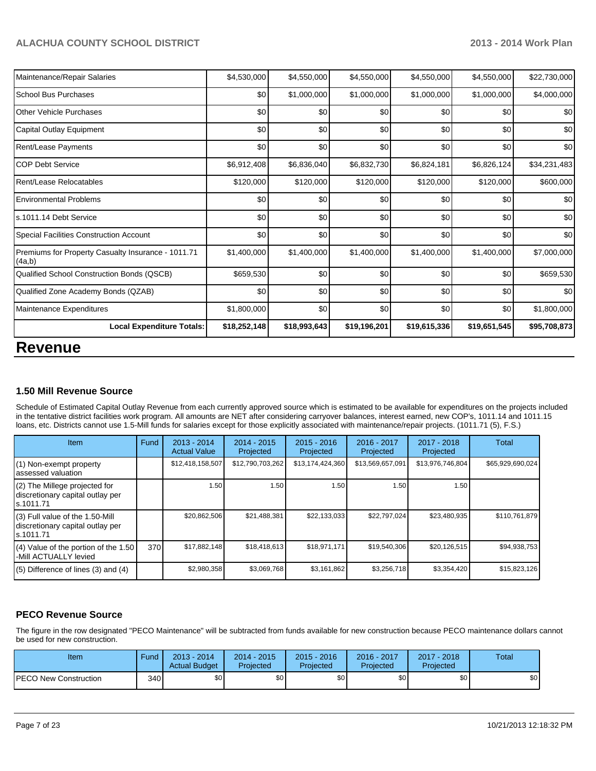| Maintenance/Repair Salaries | $4,530,000 | $4,550,000 | $4,550,000 | $4,550,000 | $4,550,000 | $22,730,000 |
|---|---|---|---|---|---|---|
| School Bus Purchases | $0 | $1,000,000 | $1,000,000 | $1,000,000 | $1,000,000 | $4,000,000 |
| Other Vehicle Purchases | $0 | $0 | $0 | $0 | $0 | $0 |
| Capital Outlay Equipment | $0 | $0 | $0 | $0 | $0 | $0 |
| Rent/Lease Payments | $0 | $0 | $0 | $0 | $0 | $0 |
| COP Debt Service | $6,912,408 | $6,836,040 | $6,832,730 | $6,824,181 | $6,826,124 | $34,231,483 |
| Rent/Lease Relocatables | $120,000 | $120,000 | $120,000 | $120,000 | $120,000 | $600,000 |
| Environmental Problems | $0 | $0 | $0 | $0 | $0 | $0 |
| s.1011.14 Debt Service | $0 | $0 | $0 | $0 | $0 | $0 |
| Special Facilities Construction Account | $0 | $0 | $0 | $0 | $0 | $0 |
| Premiums for Property Casualty Insurance - 1011.71 (4a,b) | $1,400,000 | $1,400,000 | $1,400,000 | $1,400,000 | $1,400,000 | $7,000,000 |
| Qualified School Construction Bonds (QSCB) | $659,530 | $0 | $0 | $0 | $0 | $659,530 |
| Qualified Zone Academy Bonds (QZAB) | $0 | $0 | $0 | $0 | $0 | $0 |
| Maintenance Expenditures | $1,800,000 | $0 | $0 | $0 | $0 | $1,800,000 |
| **Local Expenditure Totals:** | **$18,252,148** | **$18,993,643** | **$19,196,201** | **$19,615,336** | **$19,651,545** | **$95,708,873** |

# Revenue

### 1.50 Mill Revenue Source

Schedule of Estimated Capital Outlay Revenue from each currently approved source which is estimated to be available for expenditures on the projects included in the tentative district facilities work program. All amounts are NET after considering carryover balances, interest earned, new COP's, 1011.14 and 1011.15 loans, etc. Districts cannot use 1.5-Mill funds for salaries except for those explicitly associated with maintenance/repair projects. (1011.71 (5), F.S.)

| Item | Fund | 2013 - 2014 Actual Value | 2014 - 2015 Projected | 2015 - 2016 Projected | 2016 - 2017 Projected | 2017 - 2018 Projected | Total |
|---|---|---|---|---|---|---|---|
| (1) Non-exempt property assessed valuation | | $12,418,158,507 | $12,790,703,262 | $13,174,424,360 | $13,569,657,091 | $13,976,746,804 | $65,929,690,024 |
| (2) The Millege projected for discretionary capital outlay per s.1011.71 | | 1.50 | 1.50 | 1.50 | 1.50 | 1.50 | |
| (3) Full value of the 1.50-Mill discretionary capital outlay per s.1011.71 | | $20,862,506 | $21,488,381 | $22,133,033 | $22,797,024 | $23,480,935 | $110,761,879 |
| (4) Value of the portion of the 1.50 -Mill ACTUALLY levied | 370 | $17,882,148 | $18,418,613 | $18,971,171 | $19,540,306 | $20,126,515 | $94,938,753 |
| (5) Difference of lines (3) and (4) | | $2,980,358 | $3,069,768 | $3,161,862 | $3,256,718 | $3,354,420 | $15,823,126 |

### PECO Revenue Source

The figure in the row designated "PECO Maintenance" will be subtracted from funds available for new construction because PECO maintenance dollars cannot be used for new construction.

| Item | Fund | 2013 - 2014 Actual Budget | 2014 - 2015 Projected | 2015 - 2016 Projected | 2016 - 2017 Projected | 2017 - 2018 Projected | Total |
|---|---|---|---|---|---|---|---|
| PECO New Construction | 340 | $0 | $0 | $0 | $0 | $0 | $0 |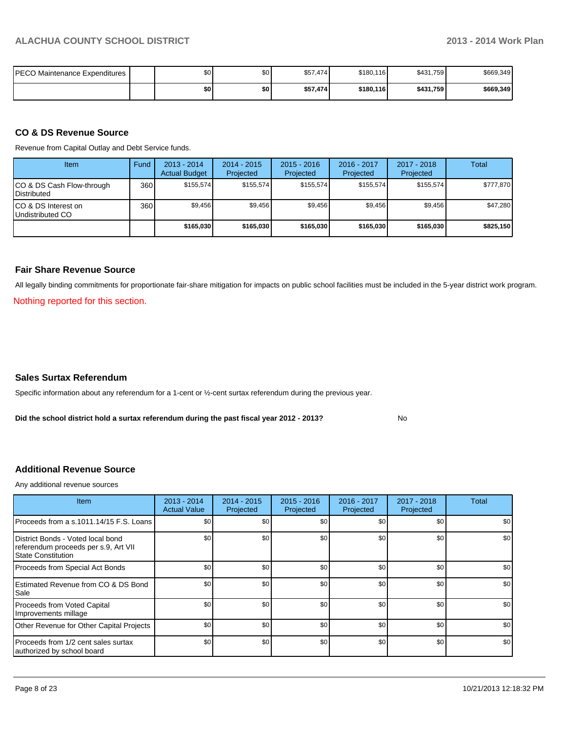| PECO Maintenance Expenditures | | $0 | $0 | $57,474 | $180,116 | $431,759 | $669,349 |
|---|---|---|---|---|---|---|---|
| | | **$0** | **$0** | **$57,474** | **$180,116** | **$431,759** | **$669,349** |

## CO & DS Revenue Source

Revenue from Capital Outlay and Debt Service funds.

| Item | Fund | 2013 - 2014 Actual Budget | 2014 - 2015 Projected | 2015 - 2016 Projected | 2016 - 2017 Projected | 2017 - 2018 Projected | Total |
|---|---|---|---|---|---|---|---|
| CO & DS Cash Flow-through Distributed | 360 | $155,574 | $155,574 | $155,574 | $155,574 | $155,574 | $777,870 |
| CO & DS Interest on Undistributed CO | 360 | $9,456 | $9,456 | $9,456 | $9,456 | $9,456 | $47,280 |
| | | **$165,030** | **$165,030** | **$165,030** | **$165,030** | **$165,030** | **$825,150** |

## Fair Share Revenue Source

All legally binding commitments for proportionate fair-share mitigation for impacts on public school facilities must be included in the 5-year district work program.

Nothing reported for this section.

## Sales Surtax Referendum

Specific information about any referendum for a 1-cent or ½-cent surtax referendum during the previous year.

**Did the school district hold a surtax referendum during the past fiscal year 2012 - 2013?** No

## Additional Revenue Source

Any additional revenue sources

| Item | 2013 - 2014 Actual Value | 2014 - 2015 Projected | 2015 - 2016 Projected | 2016 - 2017 Projected | 2017 - 2018 Projected | Total |
|---|---|---|---|---|---|---|
| Proceeds from a s.1011.14/15 F.S. Loans | $0 | $0 | $0 | $0 | $0 | $0 |
| District Bonds - Voted local bond referendum proceeds per s.9, Art VII State Constitution | $0 | $0 | $0 | $0 | $0 | $0 |
| Proceeds from Special Act Bonds | $0 | $0 | $0 | $0 | $0 | $0 |
| Estimated Revenue from CO & DS Bond Sale | $0 | $0 | $0 | $0 | $0 | $0 |
| Proceeds from Voted Capital Improvements millage | $0 | $0 | $0 | $0 | $0 | $0 |
| Other Revenue for Other Capital Projects | $0 | $0 | $0 | $0 | $0 | $0 |
| Proceeds from 1/2 cent sales surtax authorized by school board | $0 | $0 | $0 | $0 | $0 | $0 |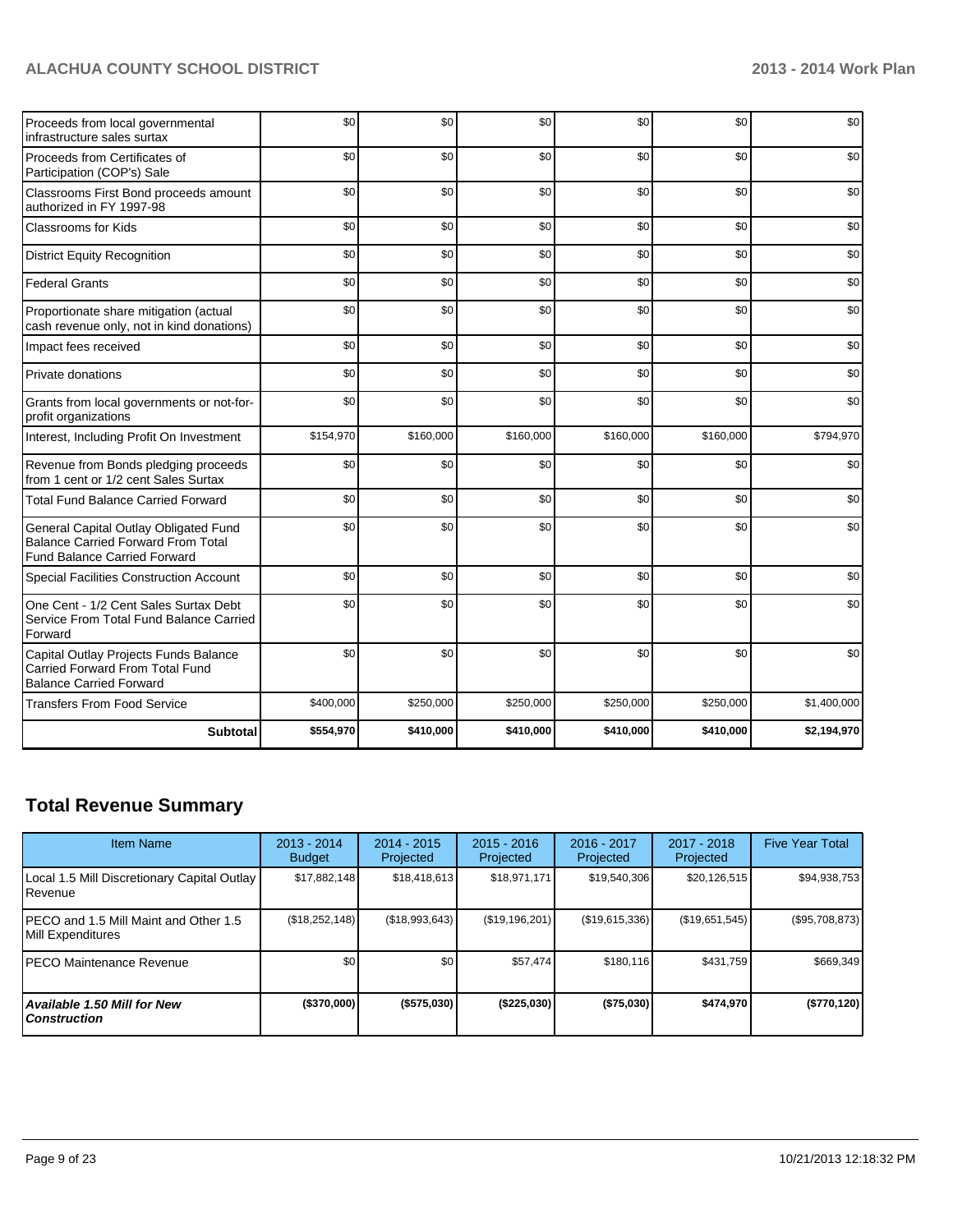| | | | | | | |
|---|---|---|---|---|---|---|
| Proceeds from local governmental infrastructure sales surtax | $0 | $0 | $0 | $0 | $0 | $0 |
| Proceeds from Certificates of Participation (COP's) Sale | $0 | $0 | $0 | $0 | $0 | $0 |
| Classrooms First Bond proceeds amount authorized in FY 1997-98 | $0 | $0 | $0 | $0 | $0 | $0 |
| Classrooms for Kids | $0 | $0 | $0 | $0 | $0 | $0 |
| District Equity Recognition | $0 | $0 | $0 | $0 | $0 | $0 |
| Federal Grants | $0 | $0 | $0 | $0 | $0 | $0 |
| Proportionate share mitigation (actual cash revenue only, not in kind donations) | $0 | $0 | $0 | $0 | $0 | $0 |
| Impact fees received | $0 | $0 | $0 | $0 | $0 | $0 |
| Private donations | $0 | $0 | $0 | $0 | $0 | $0 |
| Grants from local governments or not-for-profit organizations | $0 | $0 | $0 | $0 | $0 | $0 |
| Interest, Including Profit On Investment | $154,970 | $160,000 | $160,000 | $160,000 | $160,000 | $794,970 |
| Revenue from Bonds pledging proceeds from 1 cent or 1/2 cent Sales Surtax | $0 | $0 | $0 | $0 | $0 | $0 |
| Total Fund Balance Carried Forward | $0 | $0 | $0 | $0 | $0 | $0 |
| General Capital Outlay Obligated Fund Balance Carried Forward From Total Fund Balance Carried Forward | $0 | $0 | $0 | $0 | $0 | $0 |
| Special Facilities Construction Account | $0 | $0 | $0 | $0 | $0 | $0 |
| One Cent - 1/2 Cent Sales Surtax Debt Service From Total Fund Balance Carried Forward | $0 | $0 | $0 | $0 | $0 | $0 |
| Capital Outlay Projects Funds Balance Carried Forward From Total Fund Balance Carried Forward | $0 | $0 | $0 | $0 | $0 | $0 |
| Transfers From Food Service | $400,000 | $250,000 | $250,000 | $250,000 | $250,000 | $1,400,000 |
| **Subtotal** | **$554,970** | **$410,000** | **$410,000** | **$410,000** | **$410,000** | **$2,194,970** |

## Total Revenue Summary

| Item Name | 2013 - 2014 Budget | 2014 - 2015 Projected | 2015 - 2016 Projected | 2016 - 2017 Projected | 2017 - 2018 Projected | Five Year Total |
|---|---|---|---|---|---|---|
| Local 1.5 Mill Discretionary Capital Outlay Revenue | $17,882,148 | $18,418,613 | $18,971,171 | $19,540,306 | $20,126,515 | $94,938,753 |
| PECO and 1.5 Mill Maint and Other 1.5 Mill Expenditures | ($18,252,148) | ($18,993,643) | ($19,196,201) | ($19,615,336) | ($19,651,545) | ($95,708,873) |
| PECO Maintenance Revenue | $0 | $0 | $57,474 | $180,116 | $431,759 | $669,349 |
| ***Available 1.50 Mill for New Construction*** | **($370,000)** | **($575,030)** | **($225,030)** | **($75,030)** | **$474,970** | **($770,120)** |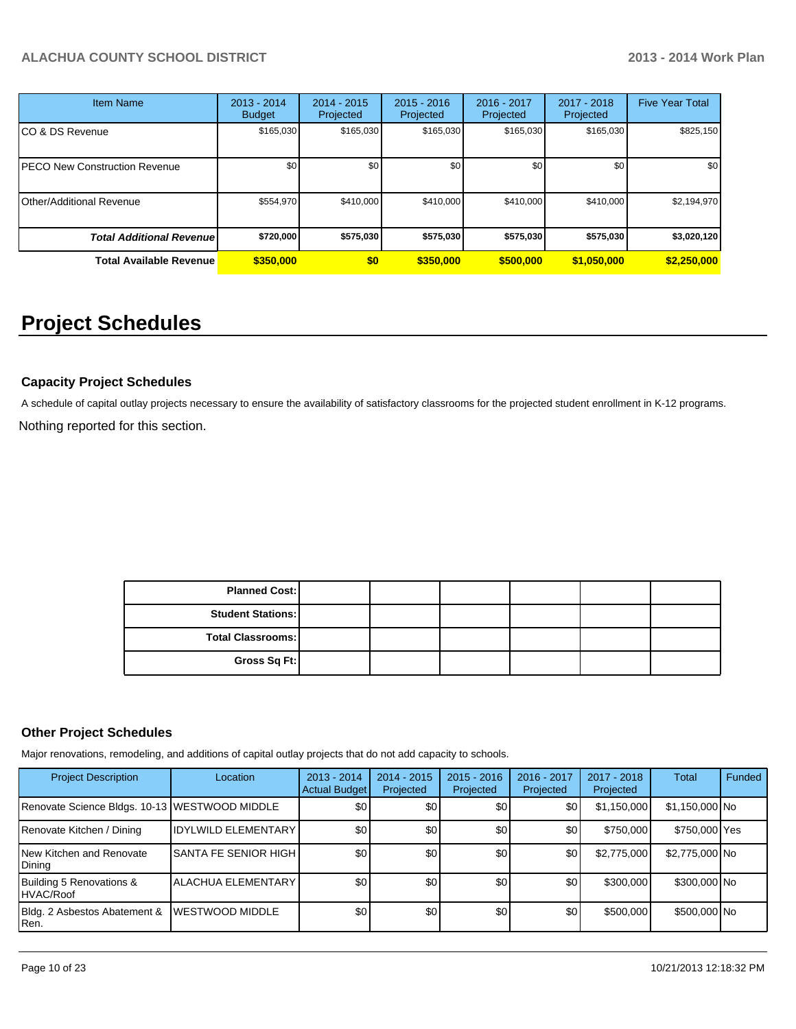| Item Name | 2013 - 2014 Budget | 2014 - 2015 Projected | 2015 - 2016 Projected | 2016 - 2017 Projected | 2017 - 2018 Projected | Five Year Total |
|---|---|---|---|---|---|---|
| CO & DS Revenue | $165,030 | $165,030 | $165,030 | $165,030 | $165,030 | $825,150 |
| PECO New Construction Revenue | $0 | $0 | $0 | $0 | $0 | $0 |
| Other/Additional Revenue | $554,970 | $410,000 | $410,000 | $410,000 | $410,000 | $2,194,970 |
| ***Total Additional Revenue*** | **$720,000** | **$575,030** | **$575,030** | **$575,030** | **$575,030** | **$3,020,120** |
| **Total Available Revenue** | **$350,000** | **$0** | **$350,000** | **$500,000** | **$1,050,000** | **$2,250,000** |

# Project Schedules

### Capacity Project Schedules

A schedule of capital outlay projects necessary to ensure the availability of satisfactory classrooms for the projected student enrollment in K-12 programs.

Nothing reported for this section.

| | | | | | | |
|---|---|---|---|---|---|---|
| **Planned Cost:** | | | | | | |
| **Student Stations:** | | | | | | |
| **Total Classrooms:** | | | | | | |
| **Gross Sq Ft:** | | | | | | |

### Other Project Schedules

Major renovations, remodeling, and additions of capital outlay projects that do not add capacity to schools.

| Project Description | Location | 2013 - 2014 Actual Budget | 2014 - 2015 Projected | 2015 - 2016 Projected | 2016 - 2017 Projected | 2017 - 2018 Projected | Total | Funded |
|---|---|---|---|---|---|---|---|---|
| Renovate Science Bldgs. 10-13 | WESTWOOD MIDDLE | $0 | $0 | $0 | $0 | $1,150,000 | $1,150,000 | No |
| Renovate Kitchen / Dining | IDYLWILD ELEMENTARY | $0 | $0 | $0 | $0 | $750,000 | $750,000 | Yes |
| New Kitchen and Renovate Dining | SANTA FE SENIOR HIGH | $0 | $0 | $0 | $0 | $2,775,000 | $2,775,000 | No |
| Building 5 Renovations & HVAC/Roof | ALACHUA ELEMENTARY | $0 | $0 | $0 | $0 | $300,000 | $300,000 | No |
| Bldg. 2 Asbestos Abatement & Ren. | WESTWOOD MIDDLE | $0 | $0 | $0 | $0 | $500,000 | $500,000 | No |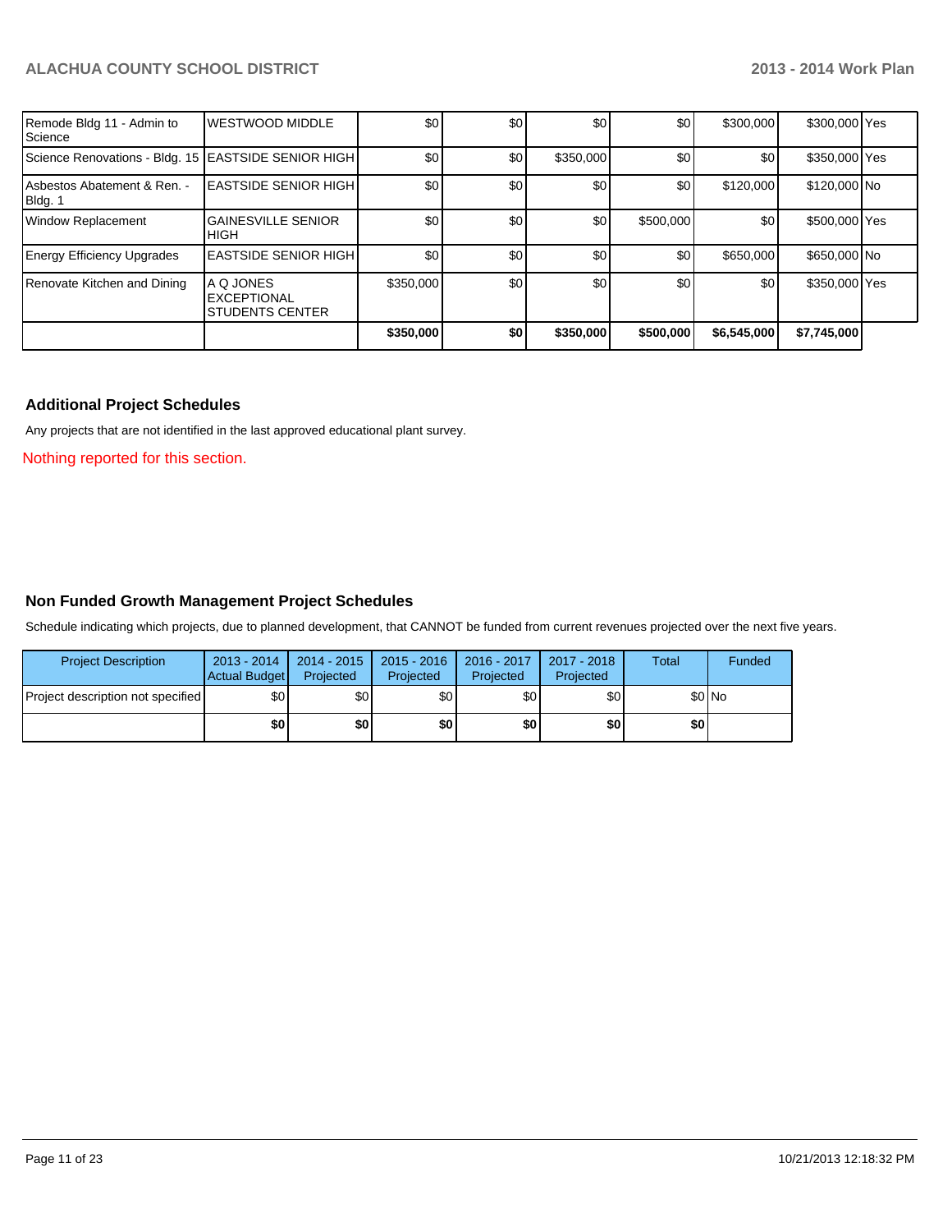| | | | | | | | | |
|---|---|---|---|---|---|---|---|---|
| Remode Bldg 11 - Admin to Science | WESTWOOD MIDDLE | $0 | $0 | $0 | $0 | $300,000 | $300,000 | Yes |
| Science Renovations - Bldg. 15 | EASTSIDE SENIOR HIGH | $0 | $0 | $350,000 | $0 | $0 | $350,000 | Yes |
| Asbestos Abatement & Ren. - Bldg. 1 | EASTSIDE SENIOR HIGH | $0 | $0 | $0 | $0 | $120,000 | $120,000 | No |
| Window Replacement | GAINESVILLE SENIOR HIGH | $0 | $0 | $0 | $500,000 | $0 | $500,000 | Yes |
| Energy Efficiency Upgrades | EASTSIDE SENIOR HIGH | $0 | $0 | $0 | $0 | $650,000 | $650,000 | No |
| Renovate Kitchen and Dining | A Q JONES EXCEPTIONAL STUDENTS CENTER | $350,000 | $0 | $0 | $0 | $0 | $350,000 | Yes |
| | | **$350,000** | **$0** | **$350,000** | **$500,000** | **$6,545,000** | **$7,745,000** | |

## Additional Project Schedules

Any projects that are not identified in the last approved educational plant survey.

Nothing reported for this section.

## Non Funded Growth Management Project Schedules

Schedule indicating which projects, due to planned development, that CANNOT be funded from current revenues projected over the next five years.

| Project Description | 2013 - 2014 Actual Budget | 2014 - 2015 Projected | 2015 - 2016 Projected | 2016 - 2017 Projected | 2017 - 2018 Projected | Total | Funded |
|---|---|---|---|---|---|---|---|
| Project description not specified | $0 | $0 | $0 | $0 | $0 | $0 | No |
| | **$0** | **$0** | **$0** | **$0** | **$0** | **$0** | |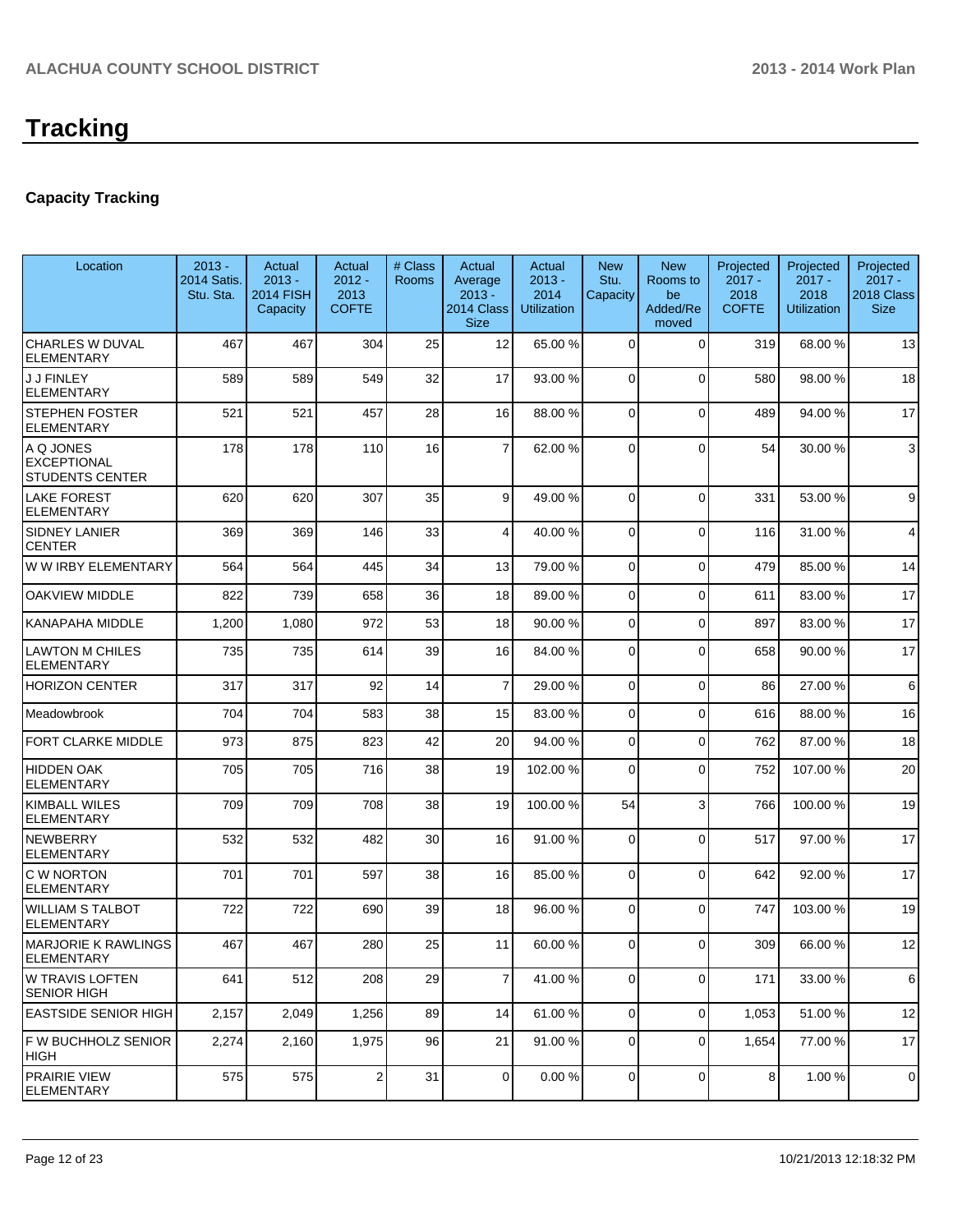# Tracking

## Capacity Tracking

| Location | 2013 - 2014 Satis. Stu. Sta. | Actual 2013 - 2014 FISH Capacity | Actual 2012 - 2013 COFTE | # Class Rooms | Actual Average 2013 - 2014 Class Size | Actual 2013 - 2014 Utilization | New Stu. Capacity | New Rooms to be Added/Removed | Projected 2017 - 2018 COFTE | Projected 2017 - 2018 Utilization | Projected 2017 - 2018 Class Size |
|---|---|---|---|---|---|---|---|---|---|---|---|
| CHARLES W DUVAL ELEMENTARY | 467 | 467 | 304 | 25 | 12 | 65.00 % | 0 | 0 | 319 | 68.00 % | 13 |
| J J FINLEY ELEMENTARY | 589 | 589 | 549 | 32 | 17 | 93.00 % | 0 | 0 | 580 | 98.00 % | 18 |
| STEPHEN FOSTER ELEMENTARY | 521 | 521 | 457 | 28 | 16 | 88.00 % | 0 | 0 | 489 | 94.00 % | 17 |
| A Q JONES EXCEPTIONAL STUDENTS CENTER | 178 | 178 | 110 | 16 | 7 | 62.00 % | 0 | 0 | 54 | 30.00 % | 3 |
| LAKE FOREST ELEMENTARY | 620 | 620 | 307 | 35 | 9 | 49.00 % | 0 | 0 | 331 | 53.00 % | 9 |
| SIDNEY LANIER CENTER | 369 | 369 | 146 | 33 | 4 | 40.00 % | 0 | 0 | 116 | 31.00 % | 4 |
| W W IRBY ELEMENTARY | 564 | 564 | 445 | 34 | 13 | 79.00 % | 0 | 0 | 479 | 85.00 % | 14 |
| OAKVIEW MIDDLE | 822 | 739 | 658 | 36 | 18 | 89.00 % | 0 | 0 | 611 | 83.00 % | 17 |
| KANAPAHA MIDDLE | 1,200 | 1,080 | 972 | 53 | 18 | 90.00 % | 0 | 0 | 897 | 83.00 % | 17 |
| LAWTON M CHILES ELEMENTARY | 735 | 735 | 614 | 39 | 16 | 84.00 % | 0 | 0 | 658 | 90.00 % | 17 |
| HORIZON CENTER | 317 | 317 | 92 | 14 | 7 | 29.00 % | 0 | 0 | 86 | 27.00 % | 6 |
| Meadowbrook | 704 | 704 | 583 | 38 | 15 | 83.00 % | 0 | 0 | 616 | 88.00 % | 16 |
| FORT CLARKE MIDDLE | 973 | 875 | 823 | 42 | 20 | 94.00 % | 0 | 0 | 762 | 87.00 % | 18 |
| HIDDEN OAK ELEMENTARY | 705 | 705 | 716 | 38 | 19 | 102.00 % | 0 | 0 | 752 | 107.00 % | 20 |
| KIMBALL WILES ELEMENTARY | 709 | 709 | 708 | 38 | 19 | 100.00 % | 54 | 3 | 766 | 100.00 % | 19 |
| NEWBERRY ELEMENTARY | 532 | 532 | 482 | 30 | 16 | 91.00 % | 0 | 0 | 517 | 97.00 % | 17 |
| C W NORTON ELEMENTARY | 701 | 701 | 597 | 38 | 16 | 85.00 % | 0 | 0 | 642 | 92.00 % | 17 |
| WILLIAM S TALBOT ELEMENTARY | 722 | 722 | 690 | 39 | 18 | 96.00 % | 0 | 0 | 747 | 103.00 % | 19 |
| MARJORIE K RAWLINGS ELEMENTARY | 467 | 467 | 280 | 25 | 11 | 60.00 % | 0 | 0 | 309 | 66.00 % | 12 |
| W TRAVIS LOFTEN SENIOR HIGH | 641 | 512 | 208 | 29 | 7 | 41.00 % | 0 | 0 | 171 | 33.00 % | 6 |
| EASTSIDE SENIOR HIGH | 2,157 | 2,049 | 1,256 | 89 | 14 | 61.00 % | 0 | 0 | 1,053 | 51.00 % | 12 |
| F W BUCHHOLZ SENIOR HIGH | 2,274 | 2,160 | 1,975 | 96 | 21 | 91.00 % | 0 | 0 | 1,654 | 77.00 % | 17 |
| PRAIRIE VIEW ELEMENTARY | 575 | 575 | 2 | 31 | 0 | 0.00 % | 0 | 0 | 8 | 1.00 % | 0 |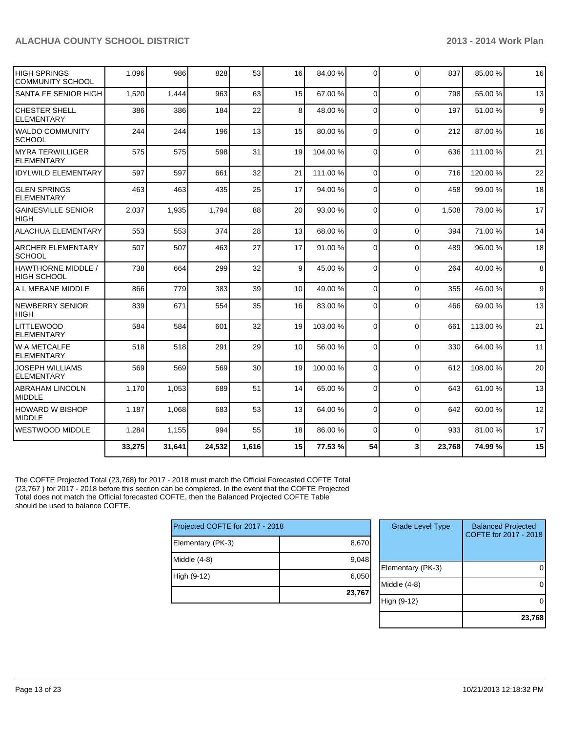| | | | | | | | | | | | |
|---|---|---|---|---|---|---|---|---|---|---|---|
| HIGH SPRINGS COMMUNITY SCHOOL | 1,096 | 986 | 828 | 53 | 16 | 84.00 % | 0 | 0 | 837 | 85.00 % | 16 |
| SANTA FE SENIOR HIGH | 1,520 | 1,444 | 963 | 63 | 15 | 67.00 % | 0 | 0 | 798 | 55.00 % | 13 |
| CHESTER SHELL ELEMENTARY | 386 | 386 | 184 | 22 | 8 | 48.00 % | 0 | 0 | 197 | 51.00 % | 9 |
| WALDO COMMUNITY SCHOOL | 244 | 244 | 196 | 13 | 15 | 80.00 % | 0 | 0 | 212 | 87.00 % | 16 |
| MYRA TERWILLIGER ELEMENTARY | 575 | 575 | 598 | 31 | 19 | 104.00 % | 0 | 0 | 636 | 111.00 % | 21 |
| IDYLWILD ELEMENTARY | 597 | 597 | 661 | 32 | 21 | 111.00 % | 0 | 0 | 716 | 120.00 % | 22 |
| GLEN SPRINGS ELEMENTARY | 463 | 463 | 435 | 25 | 17 | 94.00 % | 0 | 0 | 458 | 99.00 % | 18 |
| GAINESVILLE SENIOR HIGH | 2,037 | 1,935 | 1,794 | 88 | 20 | 93.00 % | 0 | 0 | 1,508 | 78.00 % | 17 |
| ALACHUA ELEMENTARY | 553 | 553 | 374 | 28 | 13 | 68.00 % | 0 | 0 | 394 | 71.00 % | 14 |
| ARCHER ELEMENTARY SCHOOL | 507 | 507 | 463 | 27 | 17 | 91.00 % | 0 | 0 | 489 | 96.00 % | 18 |
| HAWTHORNE MIDDLE / HIGH SCHOOL | 738 | 664 | 299 | 32 | 9 | 45.00 % | 0 | 0 | 264 | 40.00 % | 8 |
| A L MEBANE MIDDLE | 866 | 779 | 383 | 39 | 10 | 49.00 % | 0 | 0 | 355 | 46.00 % | 9 |
| NEWBERRY SENIOR HIGH | 839 | 671 | 554 | 35 | 16 | 83.00 % | 0 | 0 | 466 | 69.00 % | 13 |
| LITTLEWOOD ELEMENTARY | 584 | 584 | 601 | 32 | 19 | 103.00 % | 0 | 0 | 661 | 113.00 % | 21 |
| W A METCALFE ELEMENTARY | 518 | 518 | 291 | 29 | 10 | 56.00 % | 0 | 0 | 330 | 64.00 % | 11 |
| JOSEPH WILLIAMS ELEMENTARY | 569 | 569 | 569 | 30 | 19 | 100.00 % | 0 | 0 | 612 | 108.00 % | 20 |
| ABRAHAM LINCOLN MIDDLE | 1,170 | 1,053 | 689 | 51 | 14 | 65.00 % | 0 | 0 | 643 | 61.00 % | 13 |
| HOWARD W BISHOP MIDDLE | 1,187 | 1,068 | 683 | 53 | 13 | 64.00 % | 0 | 0 | 642 | 60.00 % | 12 |
| WESTWOOD MIDDLE | 1,284 | 1,155 | 994 | 55 | 18 | 86.00 % | 0 | 0 | 933 | 81.00 % | 17 |
| | **33,275** | **31,641** | **24,532** | **1,616** | **15** | **77.53 %** | **54** | **3** | **23,768** | **74.99 %** | **15** |

The COFTE Projected Total (23,768) for 2017 - 2018 must match the Official Forecasted COFTE Total (23,767 ) for 2017 - 2018 before this section can be completed. In the event that the COFTE Projected Total does not match the Official forecasted COFTE, then the Balanced Projected COFTE Table should be used to balance COFTE.

| Projected COFTE for 2017 - 2018 | |
|---|---|
| Elementary (PK-3) | 8,670 |
| Middle (4-8) | 9,048 |
| High (9-12) | 6,050 |
| | **23,767** |

| Grade Level Type | Balanced Projected COFTE for 2017 - 2018 |
|---|---|
| Elementary (PK-3) | 0 |
| Middle (4-8) | 0 |
| High (9-12) | 0 |
| | **23,768** |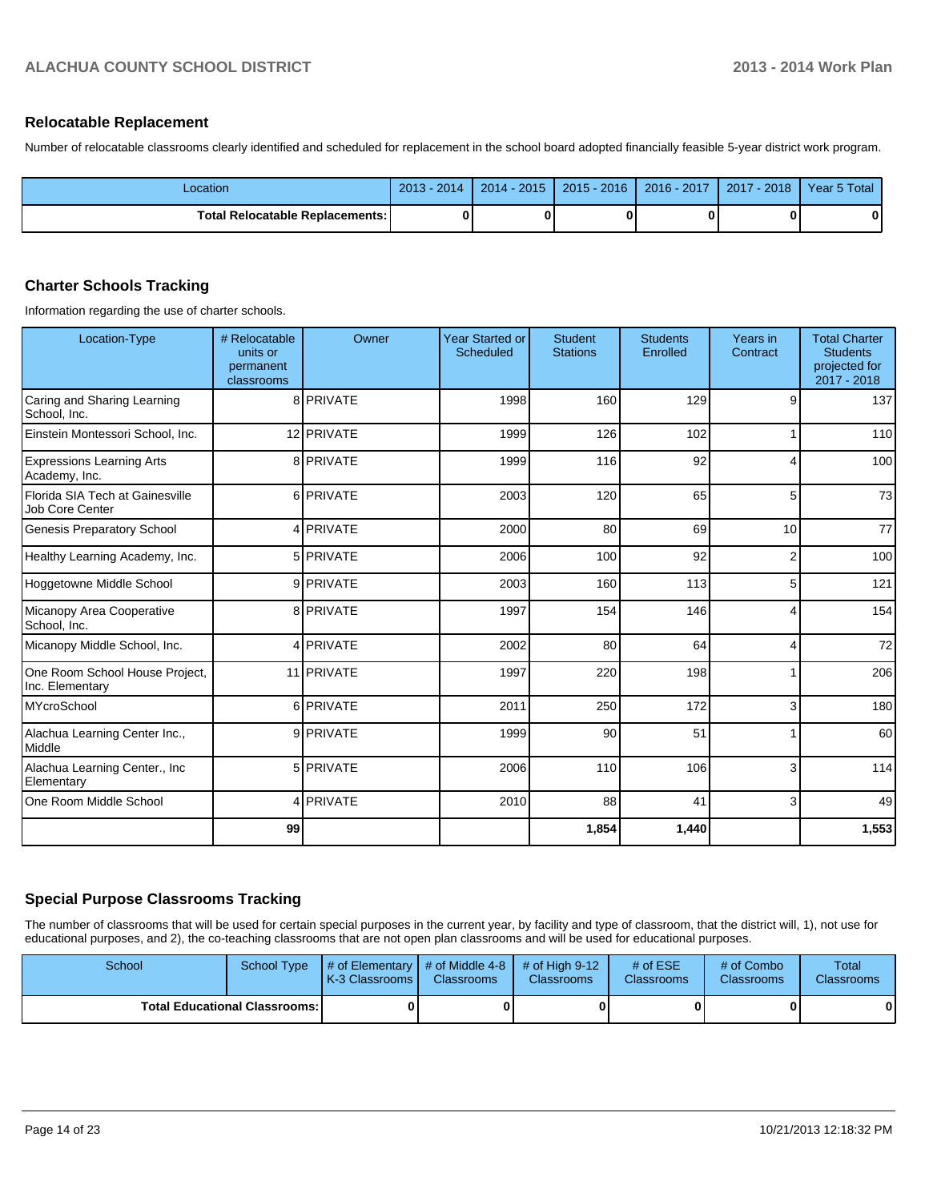## Relocatable Replacement

Number of relocatable classrooms clearly identified and scheduled for replacement in the school board adopted financially feasible 5-year district work program.

| Location | 2013 - 2014 | 2014 - 2015 | 2015 - 2016 | 2016 - 2017 | 2017 - 2018 | Year 5 Total |
|---|---|---|---|---|---|---|
| **Total Relocatable Replacements:** | **0** | **0** | **0** | **0** | **0** | **0** |

## Charter Schools Tracking

Information regarding the use of charter schools.

| Location-Type | # Relocatable units or permanent classrooms | Owner | Year Started or Scheduled | Student Stations | Students Enrolled | Years in Contract | Total Charter Students projected for 2017 - 2018 |
|---|---|---|---|---|---|---|---|
| Caring and Sharing Learning School, Inc. | 8 | PRIVATE | 1998 | 160 | 129 | 9 | 137 |
| Einstein Montessori School, Inc. | 12 | PRIVATE | 1999 | 126 | 102 | 1 | 110 |
| Expressions Learning Arts Academy, Inc. | 8 | PRIVATE | 1999 | 116 | 92 | 4 | 100 |
| Florida SIA Tech at Gainesville Job Core Center | 6 | PRIVATE | 2003 | 120 | 65 | 5 | 73 |
| Genesis Preparatory School | 4 | PRIVATE | 2000 | 80 | 69 | 10 | 77 |
| Healthy Learning Academy, Inc. | 5 | PRIVATE | 2006 | 100 | 92 | 2 | 100 |
| Hoggetowne Middle School | 9 | PRIVATE | 2003 | 160 | 113 | 5 | 121 |
| Micanopy Area Cooperative School, Inc. | 8 | PRIVATE | 1997 | 154 | 146 | 4 | 154 |
| Micanopy Middle School, Inc. | 4 | PRIVATE | 2002 | 80 | 64 | 4 | 72 |
| One Room School House Project, Inc. Elementary | 11 | PRIVATE | 1997 | 220 | 198 | 1 | 206 |
| MYcroSchool | 6 | PRIVATE | 2011 | 250 | 172 | 3 | 180 |
| Alachua Learning Center Inc., Middle | 9 | PRIVATE | 1999 | 90 | 51 | 1 | 60 |
| Alachua Learning Center., Inc Elementary | 5 | PRIVATE | 2006 | 110 | 106 | 3 | 114 |
| One Room Middle School | 4 | PRIVATE | 2010 | 88 | 41 | 3 | 49 |
| | **99** | | | **1,854** | **1,440** | | **1,553** |

## Special Purpose Classrooms Tracking

The number of classrooms that will be used for certain special purposes in the current year, by facility and type of classroom, that the district will, 1), not use for educational purposes, and 2), the co-teaching classrooms that are not open plan classrooms and will be used for educational purposes.

| School | School Type | # of Elementary K-3 Classrooms | # of Middle 4-8 Classrooms | # of High 9-12 Classrooms | # of ESE Classrooms | # of Combo Classrooms | Total Classrooms |
|---|---|---|---|---|---|---|---|
| **Total Educational Classrooms:** | | **0** | **0** | **0** | **0** | **0** | **0** |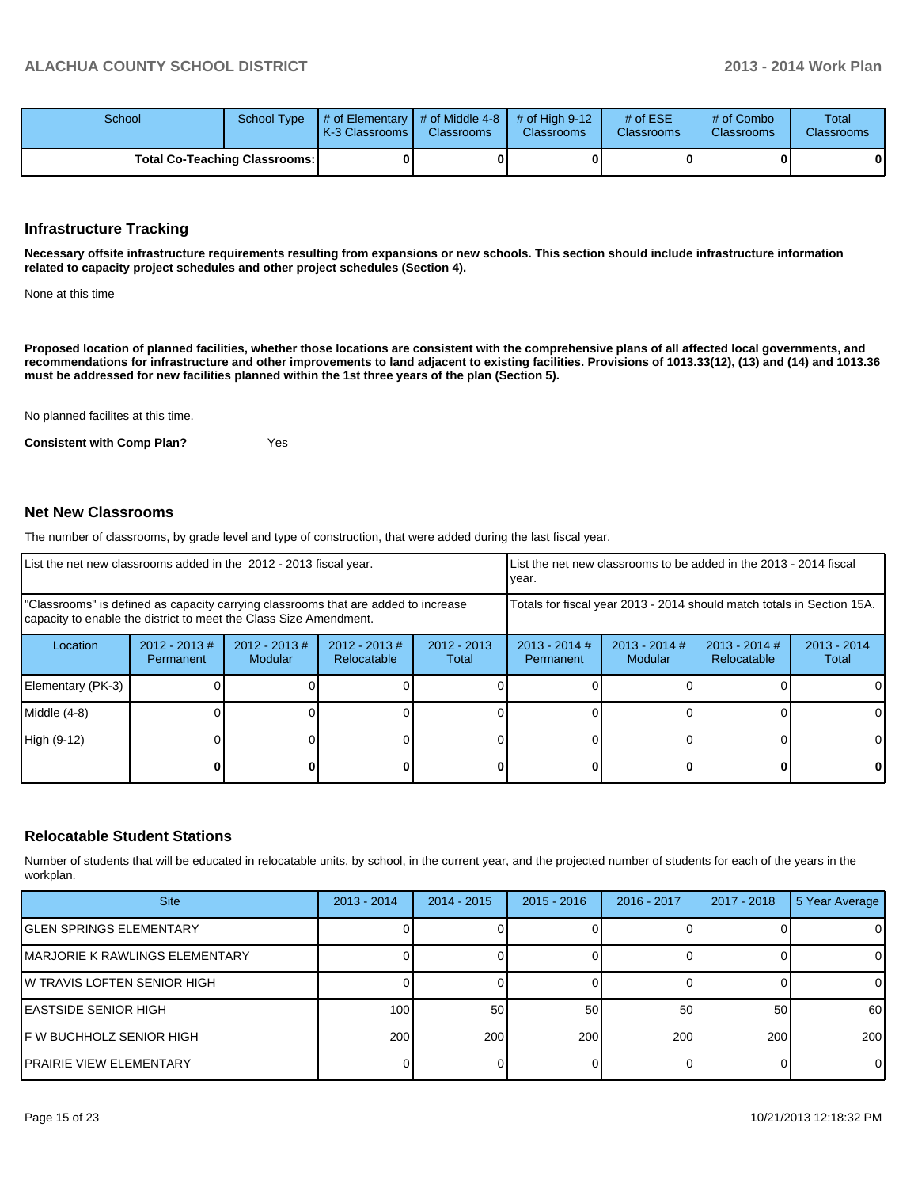| School | School Type | # of Elementary K-3 Classrooms | # of Middle 4-8 Classrooms | # of High 9-12 Classrooms | # of ESE Classrooms | # of Combo Classrooms | Total Classrooms |
|---|---|---|---|---|---|---|---|
| **Total Co-Teaching Classrooms:** | | **0** | **0** | **0** | **0** | **0** | **0** |

## Infrastructure Tracking

**Necessary offsite infrastructure requirements resulting from expansions or new schools. This section should include infrastructure information related to capacity project schedules and other project schedules (Section 4).**

None at this time

**Proposed location of planned facilities, whether those locations are consistent with the comprehensive plans of all affected local governments, and recommendations for infrastructure and other improvements to land adjacent to existing facilities. Provisions of 1013.33(12), (13) and (14) and 1013.36 must be addressed for new facilities planned within the 1st three years of the plan (Section 5).**

No planned facilites at this time.

**Consistent with Comp Plan?** Yes

## Net New Classrooms

The number of classrooms, by grade level and type of construction, that were added during the last fiscal year.

| List the net new classrooms added in the 2012 - 2013 fiscal year. | | | | | List the net new classrooms to be added in the 2013 - 2014 fiscal year. | | | |
|---|---|---|---|---|---|---|---|---|
| "Classrooms" is defined as capacity carrying classrooms that are added to increase capacity to enable the district to meet the Class Size Amendment. | | | | | Totals for fiscal year 2013 - 2014 should match totals in Section 15A. | | | |
| Location | 2012 - 2013 # Permanent | 2012 - 2013 # Modular | 2012 - 2013 # Relocatable | 2012 - 2013 Total | 2013 - 2014 # Permanent | 2013 - 2014 # Modular | 2013 - 2014 # Relocatable | 2013 - 2014 Total |
| Elementary (PK-3) | 0 | 0 | 0 | 0 | 0 | 0 | 0 | 0 |
| Middle (4-8) | 0 | 0 | 0 | 0 | 0 | 0 | 0 | 0 |
| High (9-12) | 0 | 0 | 0 | 0 | 0 | 0 | 0 | 0 |
| | **0** | **0** | **0** | **0** | **0** | **0** | **0** | **0** |

## Relocatable Student Stations

Number of students that will be educated in relocatable units, by school, in the current year, and the projected number of students for each of the years in the workplan.

| Site | 2013 - 2014 | 2014 - 2015 | 2015 - 2016 | 2016 - 2017 | 2017 - 2018 | 5 Year Average |
|---|---|---|---|---|---|---|
| GLEN SPRINGS ELEMENTARY | 0 | 0 | 0 | 0 | 0 | 0 |
| MARJORIE K RAWLINGS ELEMENTARY | 0 | 0 | 0 | 0 | 0 | 0 |
| W TRAVIS LOFTEN SENIOR HIGH | 0 | 0 | 0 | 0 | 0 | 0 |
| EASTSIDE SENIOR HIGH | 100 | 50 | 50 | 50 | 50 | 60 |
| F W BUCHHOLZ SENIOR HIGH | 200 | 200 | 200 | 200 | 200 | 200 |
| PRAIRIE VIEW ELEMENTARY | 0 | 0 | 0 | 0 | 0 | 0 |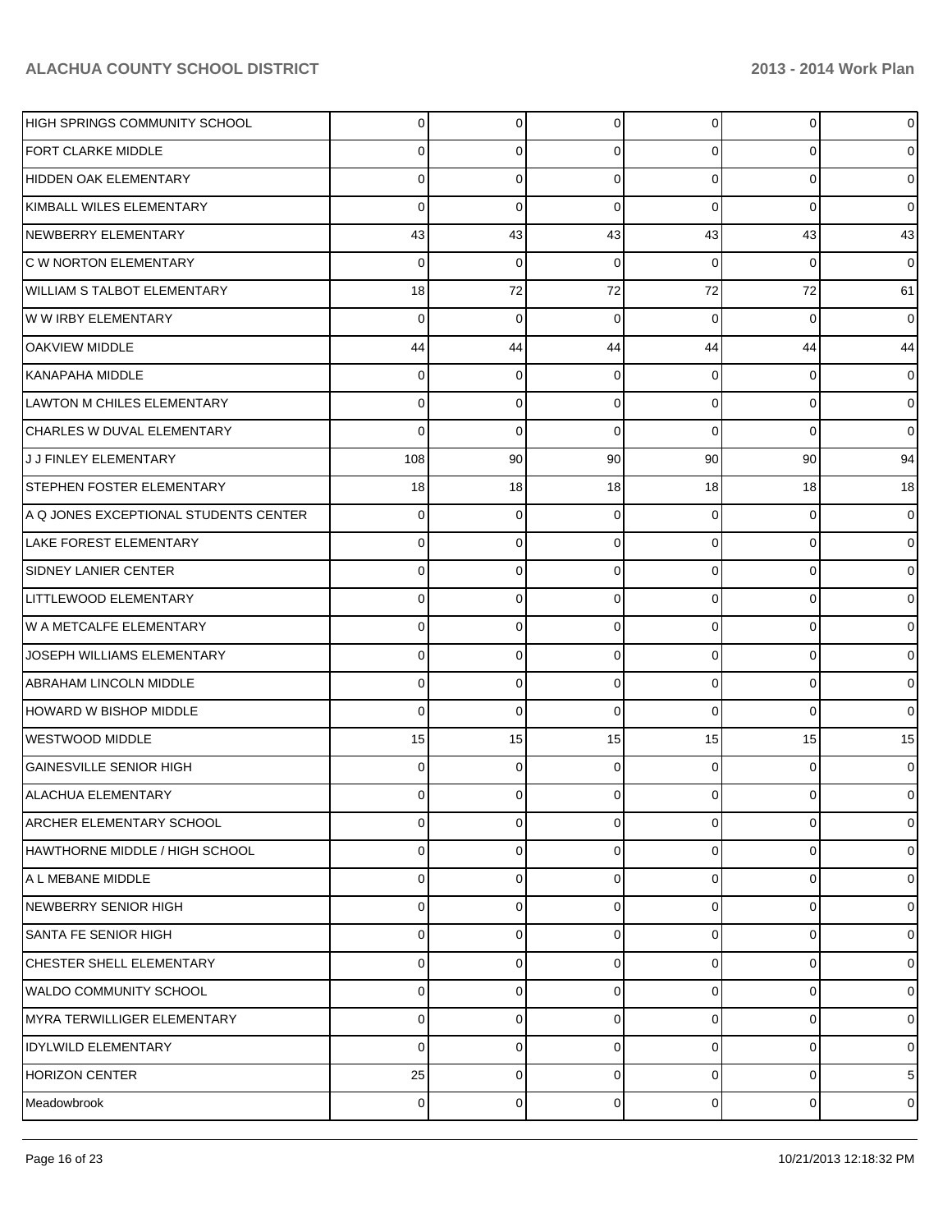| | | | | | | |
|---|---|---|---|---|---|---|
| HIGH SPRINGS COMMUNITY SCHOOL | 0 | 0 | 0 | 0 | 0 | 0 |
| FORT CLARKE MIDDLE | 0 | 0 | 0 | 0 | 0 | 0 |
| HIDDEN OAK ELEMENTARY | 0 | 0 | 0 | 0 | 0 | 0 |
| KIMBALL WILES ELEMENTARY | 0 | 0 | 0 | 0 | 0 | 0 |
| NEWBERRY ELEMENTARY | 43 | 43 | 43 | 43 | 43 | 43 |
| C W NORTON ELEMENTARY | 0 | 0 | 0 | 0 | 0 | 0 |
| WILLIAM S TALBOT ELEMENTARY | 18 | 72 | 72 | 72 | 72 | 61 |
| W W IRBY ELEMENTARY | 0 | 0 | 0 | 0 | 0 | 0 |
| OAKVIEW MIDDLE | 44 | 44 | 44 | 44 | 44 | 44 |
| KANAPAHA MIDDLE | 0 | 0 | 0 | 0 | 0 | 0 |
| LAWTON M CHILES ELEMENTARY | 0 | 0 | 0 | 0 | 0 | 0 |
| CHARLES W DUVAL ELEMENTARY | 0 | 0 | 0 | 0 | 0 | 0 |
| J J FINLEY ELEMENTARY | 108 | 90 | 90 | 90 | 90 | 94 |
| STEPHEN FOSTER ELEMENTARY | 18 | 18 | 18 | 18 | 18 | 18 |
| A Q JONES EXCEPTIONAL STUDENTS CENTER | 0 | 0 | 0 | 0 | 0 | 0 |
| LAKE FOREST ELEMENTARY | 0 | 0 | 0 | 0 | 0 | 0 |
| SIDNEY LANIER CENTER | 0 | 0 | 0 | 0 | 0 | 0 |
| LITTLEWOOD ELEMENTARY | 0 | 0 | 0 | 0 | 0 | 0 |
| W A METCALFE ELEMENTARY | 0 | 0 | 0 | 0 | 0 | 0 |
| JOSEPH WILLIAMS ELEMENTARY | 0 | 0 | 0 | 0 | 0 | 0 |
| ABRAHAM LINCOLN MIDDLE | 0 | 0 | 0 | 0 | 0 | 0 |
| HOWARD W BISHOP MIDDLE | 0 | 0 | 0 | 0 | 0 | 0 |
| WESTWOOD MIDDLE | 15 | 15 | 15 | 15 | 15 | 15 |
| GAINESVILLE SENIOR HIGH | 0 | 0 | 0 | 0 | 0 | 0 |
| ALACHUA ELEMENTARY | 0 | 0 | 0 | 0 | 0 | 0 |
| ARCHER ELEMENTARY SCHOOL | 0 | 0 | 0 | 0 | 0 | 0 |
| HAWTHORNE MIDDLE / HIGH SCHOOL | 0 | 0 | 0 | 0 | 0 | 0 |
| A L MEBANE MIDDLE | 0 | 0 | 0 | 0 | 0 | 0 |
| NEWBERRY SENIOR HIGH | 0 | 0 | 0 | 0 | 0 | 0 |
| SANTA FE SENIOR HIGH | 0 | 0 | 0 | 0 | 0 | 0 |
| CHESTER SHELL ELEMENTARY | 0 | 0 | 0 | 0 | 0 | 0 |
| WALDO COMMUNITY SCHOOL | 0 | 0 | 0 | 0 | 0 | 0 |
| MYRA TERWILLIGER ELEMENTARY | 0 | 0 | 0 | 0 | 0 | 0 |
| IDYLWILD ELEMENTARY | 0 | 0 | 0 | 0 | 0 | 0 |
| HORIZON CENTER | 25 | 0 | 0 | 0 | 0 | 5 |
| Meadowbrook | 0 | 0 | 0 | 0 | 0 | 0 |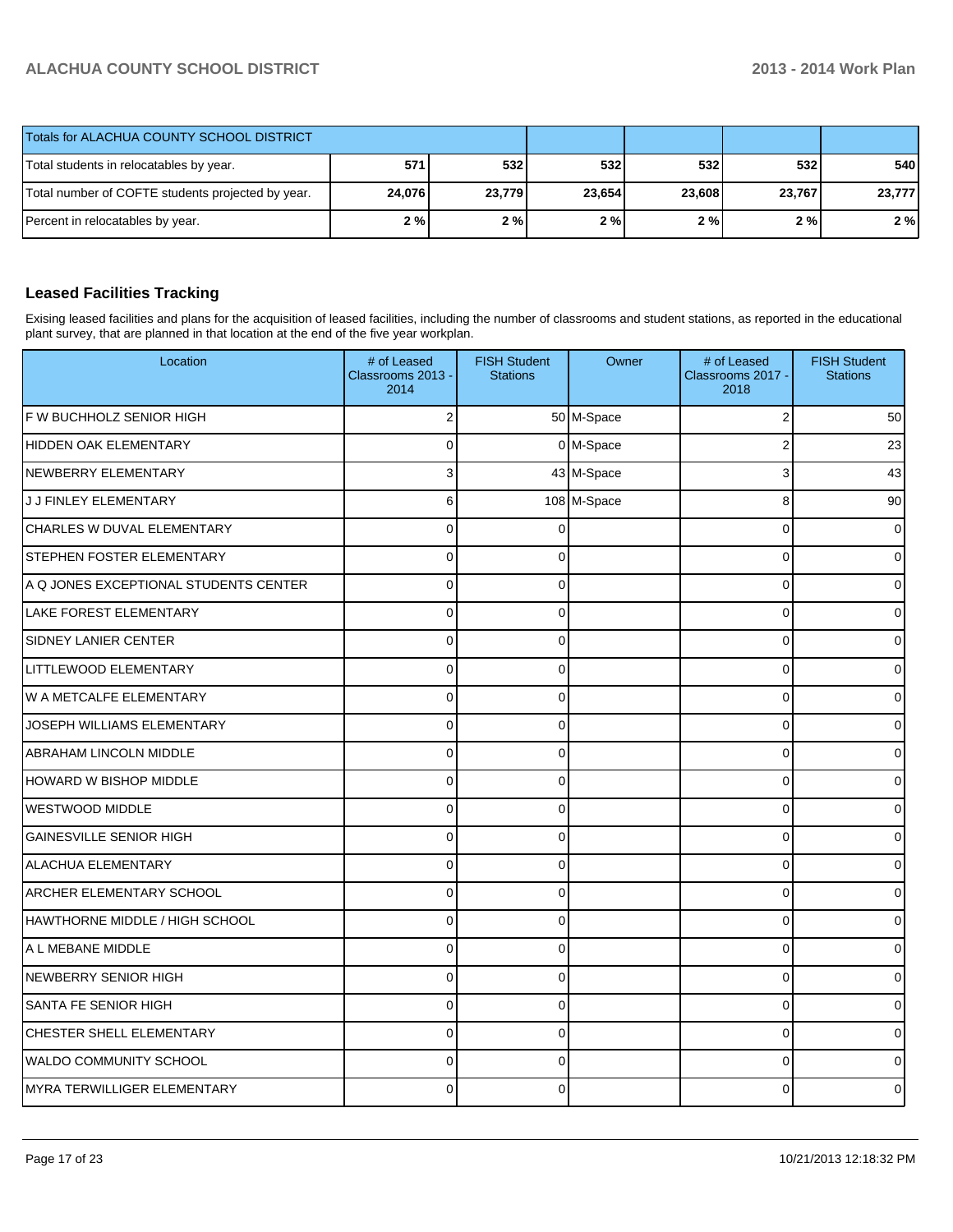| Totals for ALACHUA COUNTY SCHOOL DISTRICT | | | | | | |
|---|---|---|---|---|---|---|
| Total students in relocatables by year. | 571 | 532 | 532 | 532 | 532 | 540 |
| Total number of COFTE students projected by year. | 24,076 | 23,779 | 23,654 | 23,608 | 23,767 | 23,777 |
| Percent in relocatables by year. | 2 % | 2 % | 2 % | 2 % | 2 % | 2 % |

## Leased Facilities Tracking

Exising leased facilities and plans for the acquisition of leased facilities, including the number of classrooms and student stations, as reported in the educational plant survey, that are planned in that location at the end of the five year workplan.

| Location | # of Leased Classrooms 2013 - 2014 | FISH Student Stations | Owner | # of Leased Classrooms 2017 - 2018 | FISH Student Stations |
|---|---|---|---|---|---|
| F W BUCHHOLZ SENIOR HIGH | 2 | 50 | M-Space | 2 | 50 |
| HIDDEN OAK ELEMENTARY | 0 | 0 | M-Space | 2 | 23 |
| NEWBERRY ELEMENTARY | 3 | 43 | M-Space | 3 | 43 |
| J J FINLEY ELEMENTARY | 6 | 108 | M-Space | 8 | 90 |
| CHARLES W DUVAL ELEMENTARY | 0 | 0 | | 0 | 0 |
| STEPHEN FOSTER ELEMENTARY | 0 | 0 | | 0 | 0 |
| A Q JONES EXCEPTIONAL STUDENTS CENTER | 0 | 0 | | 0 | 0 |
| LAKE FOREST ELEMENTARY | 0 | 0 | | 0 | 0 |
| SIDNEY LANIER CENTER | 0 | 0 | | 0 | 0 |
| LITTLEWOOD ELEMENTARY | 0 | 0 | | 0 | 0 |
| W A METCALFE ELEMENTARY | 0 | 0 | | 0 | 0 |
| JOSEPH WILLIAMS ELEMENTARY | 0 | 0 | | 0 | 0 |
| ABRAHAM LINCOLN MIDDLE | 0 | 0 | | 0 | 0 |
| HOWARD W BISHOP MIDDLE | 0 | 0 | | 0 | 0 |
| WESTWOOD MIDDLE | 0 | 0 | | 0 | 0 |
| GAINESVILLE SENIOR HIGH | 0 | 0 | | 0 | 0 |
| ALACHUA ELEMENTARY | 0 | 0 | | 0 | 0 |
| ARCHER ELEMENTARY SCHOOL | 0 | 0 | | 0 | 0 |
| HAWTHORNE MIDDLE / HIGH SCHOOL | 0 | 0 | | 0 | 0 |
| A L MEBANE MIDDLE | 0 | 0 | | 0 | 0 |
| NEWBERRY SENIOR HIGH | 0 | 0 | | 0 | 0 |
| SANTA FE SENIOR HIGH | 0 | 0 | | 0 | 0 |
| CHESTER SHELL ELEMENTARY | 0 | 0 | | 0 | 0 |
| WALDO COMMUNITY SCHOOL | 0 | 0 | | 0 | 0 |
| MYRA TERWILLIGER ELEMENTARY | 0 | 0 | | 0 | 0 |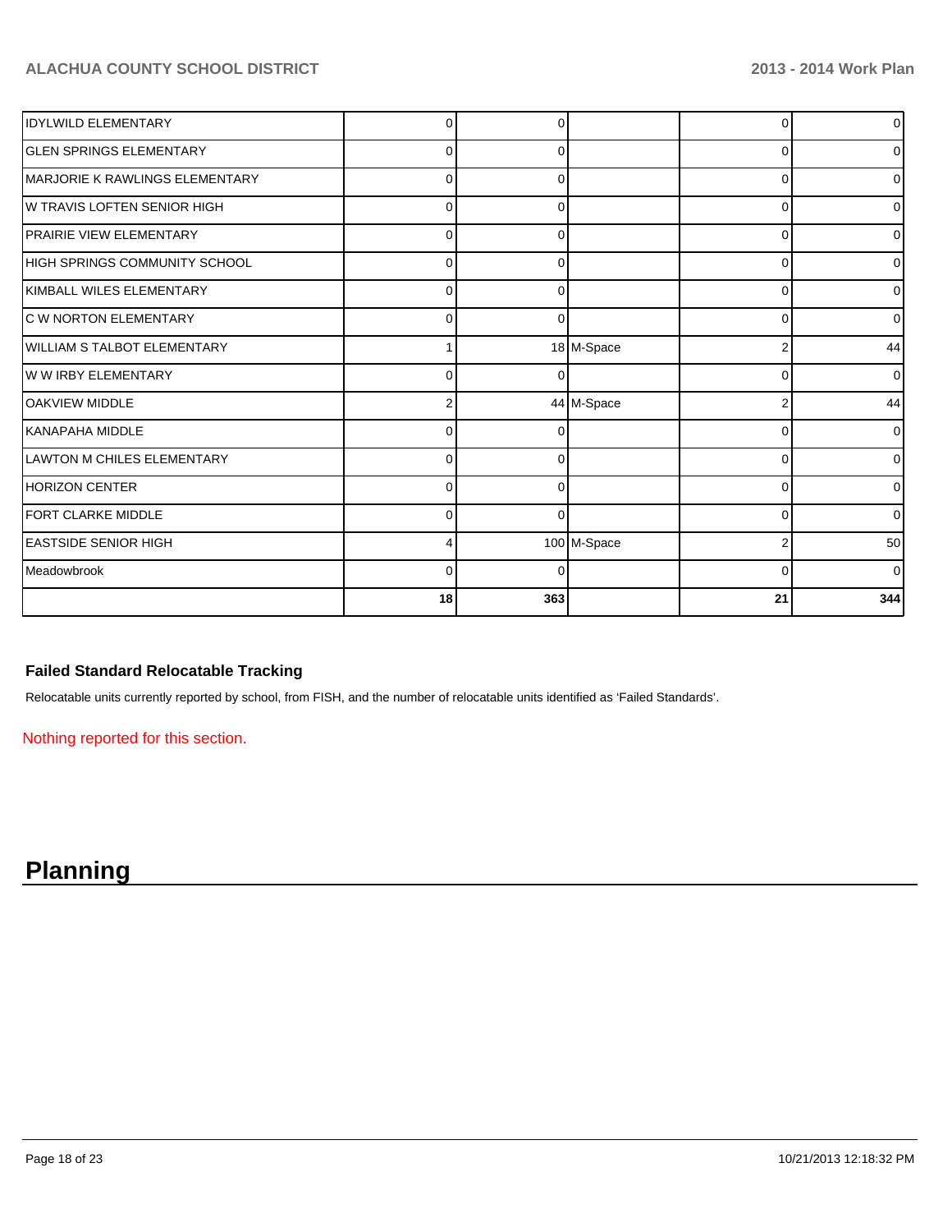| | | | | | |
|---|---|---|---|---|---|
| IDYLWILD ELEMENTARY | 0 | 0 | | 0 | 0 |
| GLEN SPRINGS ELEMENTARY | 0 | 0 | | 0 | 0 |
| MARJORIE K RAWLINGS ELEMENTARY | 0 | 0 | | 0 | 0 |
| W TRAVIS LOFTEN SENIOR HIGH | 0 | 0 | | 0 | 0 |
| PRAIRIE VIEW ELEMENTARY | 0 | 0 | | 0 | 0 |
| HIGH SPRINGS COMMUNITY SCHOOL | 0 | 0 | | 0 | 0 |
| KIMBALL WILES ELEMENTARY | 0 | 0 | | 0 | 0 |
| C W NORTON ELEMENTARY | 0 | 0 | | 0 | 0 |
| WILLIAM S TALBOT ELEMENTARY | 1 | 18 | M-Space | 2 | 44 |
| W W IRBY ELEMENTARY | 0 | 0 | | 0 | 0 |
| OAKVIEW MIDDLE | 2 | 44 | M-Space | 2 | 44 |
| KANAPAHA MIDDLE | 0 | 0 | | 0 | 0 |
| LAWTON M CHILES ELEMENTARY | 0 | 0 | | 0 | 0 |
| HORIZON CENTER | 0 | 0 | | 0 | 0 |
| FORT CLARKE MIDDLE | 0 | 0 | | 0 | 0 |
| EASTSIDE SENIOR HIGH | 4 | 100 | M-Space | 2 | 50 |
| Meadowbrook | 0 | 0 | | 0 | 0 |
| | **18** | **363** | | **21** | **344** |

### Failed Standard Relocatable Tracking

Relocatable units currently reported by school, from FISH, and the number of relocatable units identified as 'Failed Standards'.

Nothing reported for this section.

# Planning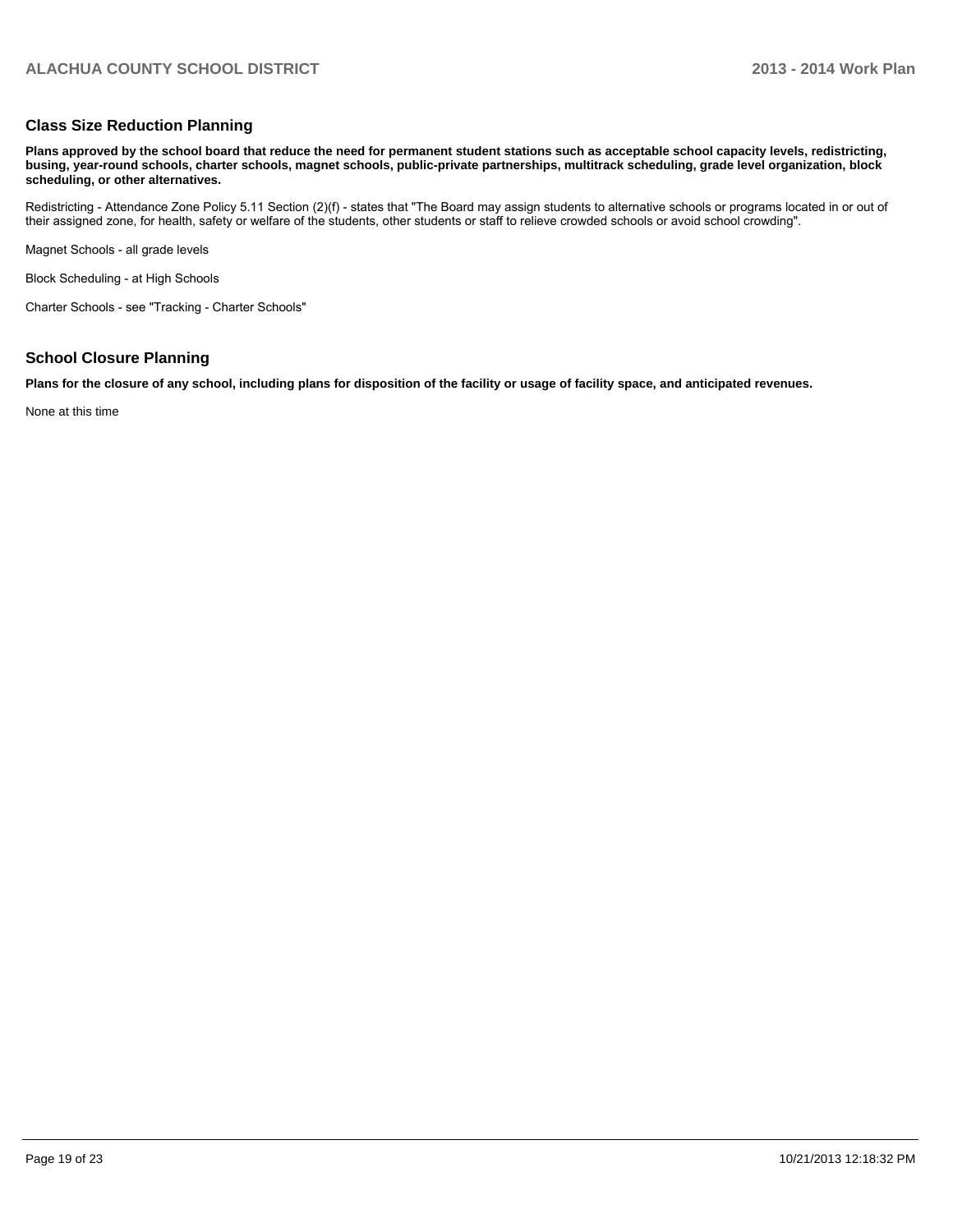## Class Size Reduction Planning

**Plans approved by the school board that reduce the need for permanent student stations such as acceptable school capacity levels, redistricting, busing, year-round schools, charter schools, magnet schools, public-private partnerships, multitrack scheduling, grade level organization, block scheduling, or other alternatives.**

Redistricting - Attendance Zone Policy 5.11 Section (2)(f) - states that "The Board may assign students to alternative schools or programs located in or out of their assigned zone, for health, safety or welfare of the students, other students or staff to relieve crowded schools or avoid school crowding".

Magnet Schools - all grade levels

Block Scheduling - at High Schools

Charter Schools - see "Tracking - Charter Schools"

## School Closure Planning

**Plans for the closure of any school, including plans for disposition of the facility or usage of facility space, and anticipated revenues.**

None at this time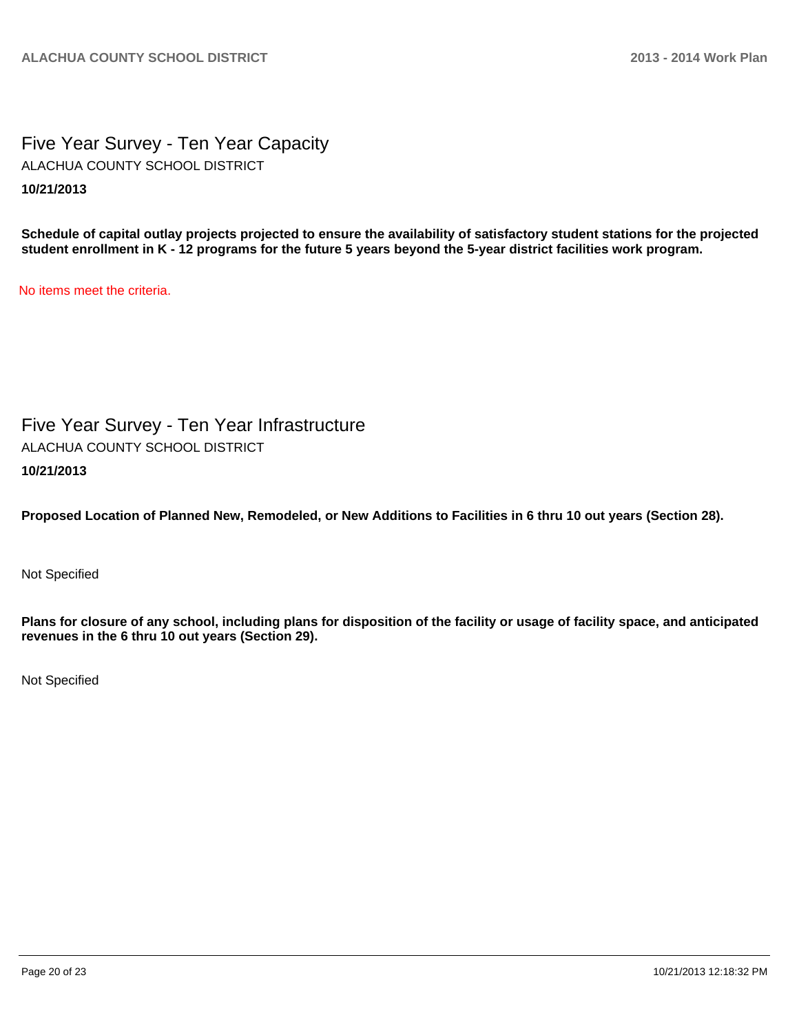## Five Year Survey - Ten Year Capacity

ALACHUA COUNTY SCHOOL DISTRICT

**10/21/2013**

**Schedule of capital outlay projects projected to ensure the availability of satisfactory student stations for the projected student enrollment in K - 12 programs for the future 5 years beyond the 5-year district facilities work program.**

No items meet the criteria.

## Five Year Survey - Ten Year Infrastructure

ALACHUA COUNTY SCHOOL DISTRICT

**10/21/2013**

**Proposed Location of Planned New, Remodeled, or New Additions to Facilities in 6 thru 10 out years (Section 28).**

Not Specified

**Plans for closure of any school, including plans for disposition of the facility or usage of facility space, and anticipated revenues in the 6 thru 10 out years (Section 29).**

Not Specified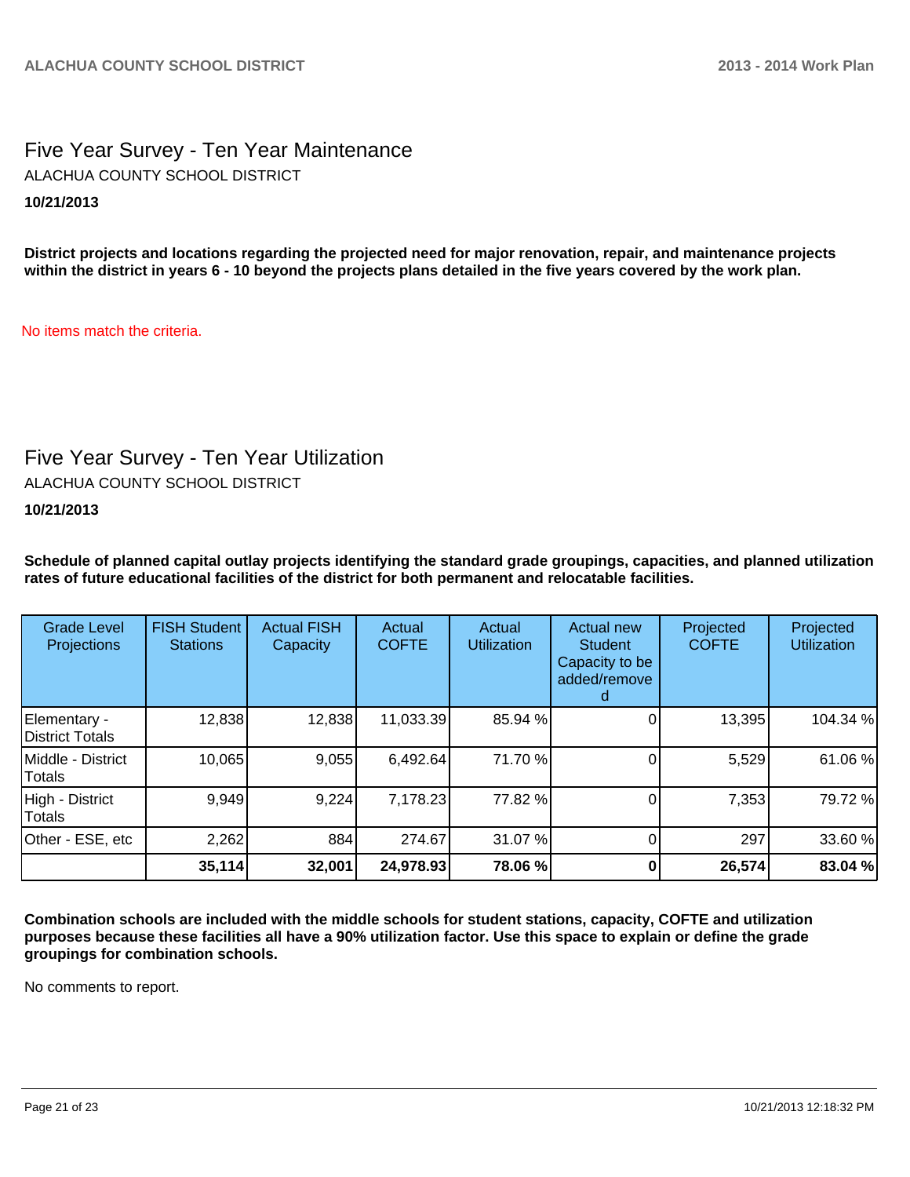## Five Year Survey - Ten Year Maintenance

ALACHUA COUNTY SCHOOL DISTRICT

**10/21/2013**

**District projects and locations regarding the projected need for major renovation, repair, and maintenance projects within the district in years 6 - 10 beyond the projects plans detailed in the five years covered by the work plan.**

No items match the criteria.

## Five Year Survey - Ten Year Utilization

ALACHUA COUNTY SCHOOL DISTRICT

**10/21/2013**

**Schedule of planned capital outlay projects identifying the standard grade groupings, capacities, and planned utilization rates of future educational facilities of the district for both permanent and relocatable facilities.**

| Grade Level Projections | FISH Student Stations | Actual FISH Capacity | Actual COFTE | Actual Utilization | Actual new Student Capacity to be added/removed | Projected COFTE | Projected Utilization |
|---|---|---|---|---|---|---|---|
| Elementary - District Totals | 12,838 | 12,838 | 11,033.39 | 85.94 % | 0 | 13,395 | 104.34 % |
| Middle - District Totals | 10,065 | 9,055 | 6,492.64 | 71.70 % | 0 | 5,529 | 61.06 % |
| High - District Totals | 9,949 | 9,224 | 7,178.23 | 77.82 % | 0 | 7,353 | 79.72 % |
| Other - ESE, etc | 2,262 | 884 | 274.67 | 31.07 % | 0 | 297 | 33.60 % |
| | **35,114** | **32,001** | **24,978.93** | **78.06 %** | **0** | **26,574** | **83.04 %** |

**Combination schools are included with the middle schools for student stations, capacity, COFTE and utilization purposes because these facilities all have a 90% utilization factor. Use this space to explain or define the grade groupings for combination schools.**

No comments to report.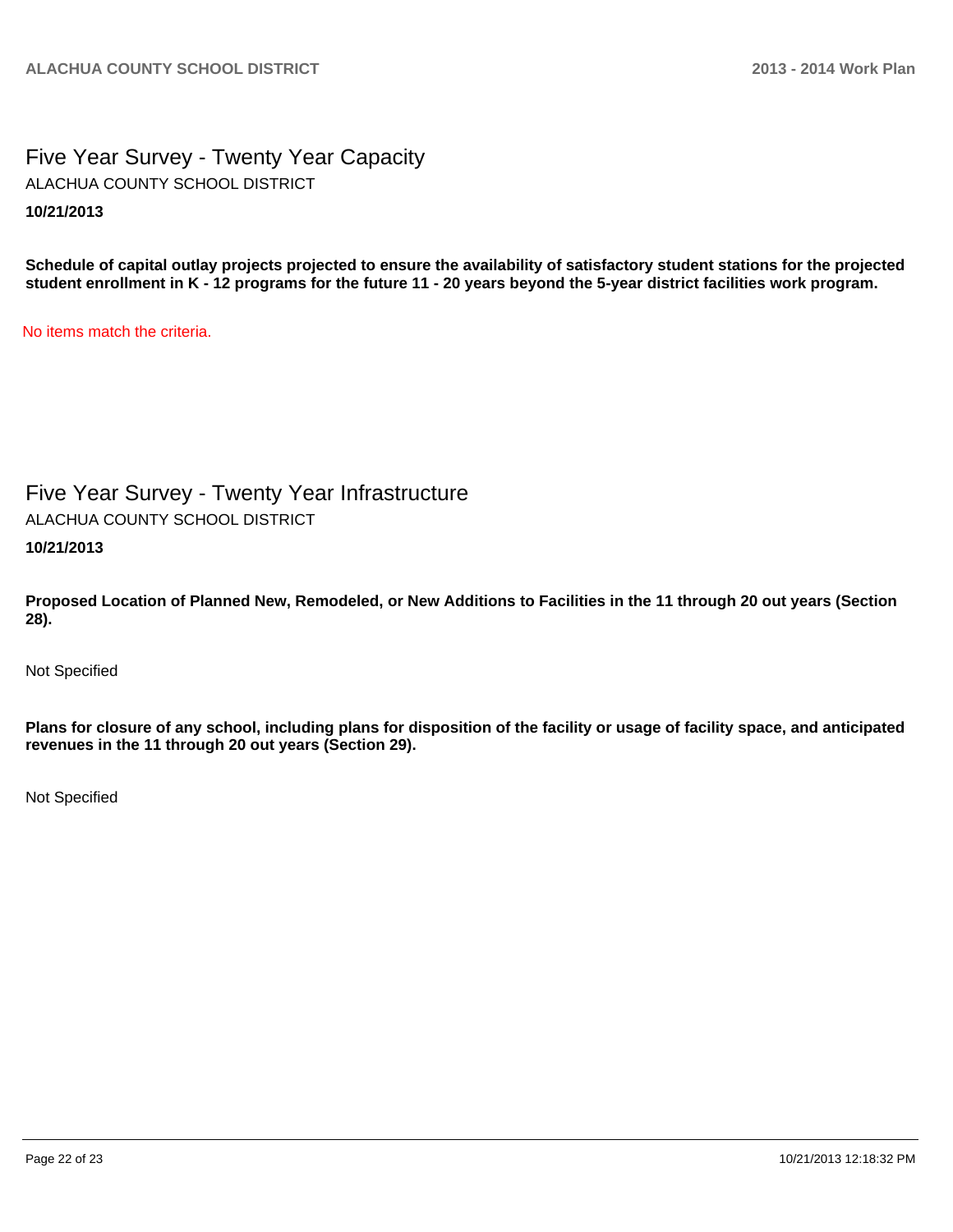## Five Year Survey - Twenty Year Capacity

ALACHUA COUNTY SCHOOL DISTRICT

**10/21/2013**

**Schedule of capital outlay projects projected to ensure the availability of satisfactory student stations for the projected student enrollment in K - 12 programs for the future 11 - 20 years beyond the 5-year district facilities work program.**

No items match the criteria.

## Five Year Survey - Twenty Year Infrastructure

ALACHUA COUNTY SCHOOL DISTRICT

**10/21/2013**

**Proposed Location of Planned New, Remodeled, or New Additions to Facilities in the 11 through 20 out years (Section 28).**

Not Specified

**Plans for closure of any school, including plans for disposition of the facility or usage of facility space, and anticipated revenues in the 11 through 20 out years (Section 29).**

Not Specified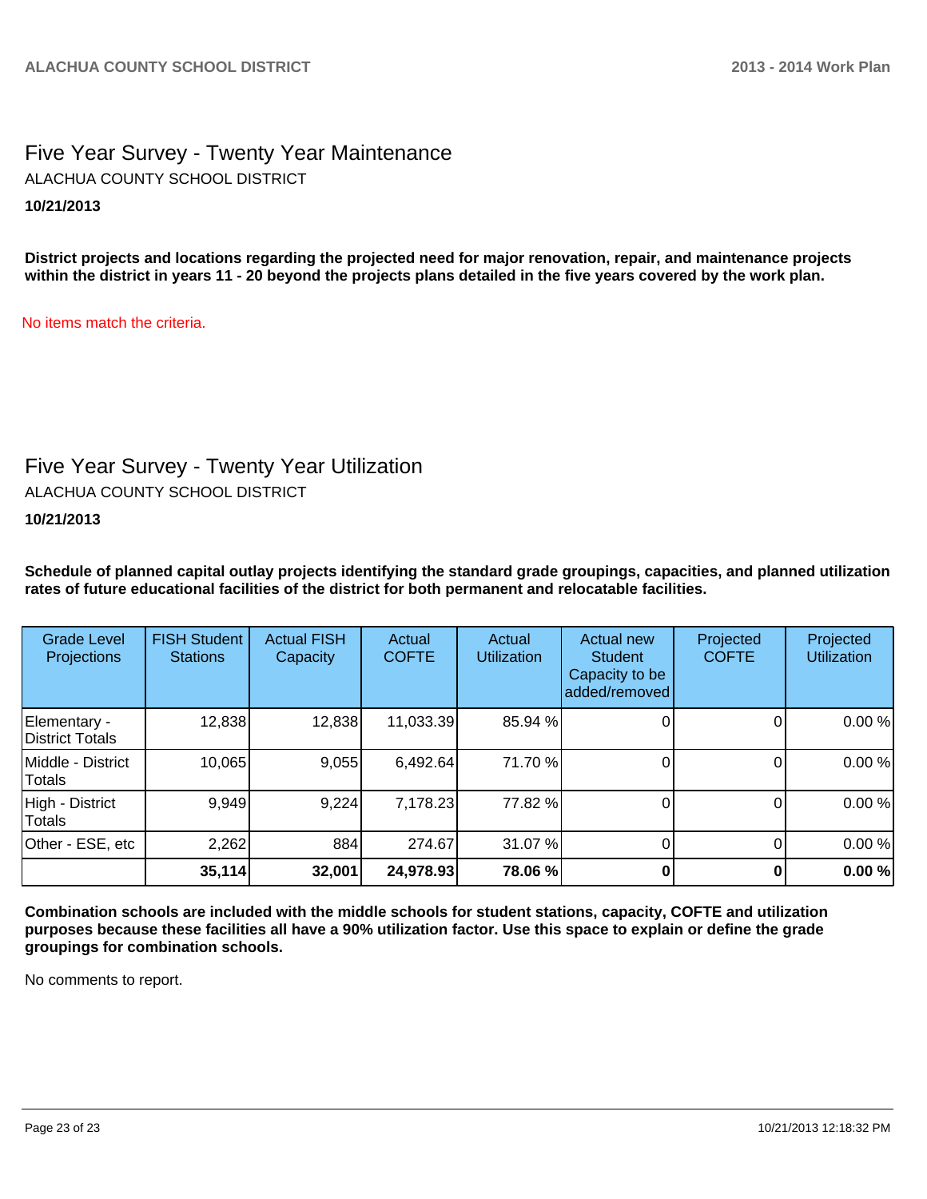# Five Year Survey - Twenty Year Maintenance

ALACHUA COUNTY SCHOOL DISTRICT

**10/21/2013**

**District projects and locations regarding the projected need for major renovation, repair, and maintenance projects within the district in years 11 - 20 beyond the projects plans detailed in the five years covered by the work plan.**

No items match the criteria.

# Five Year Survey - Twenty Year Utilization

ALACHUA COUNTY SCHOOL DISTRICT

**10/21/2013**

**Schedule of planned capital outlay projects identifying the standard grade groupings, capacities, and planned utilization rates of future educational facilities of the district for both permanent and relocatable facilities.**

| Grade Level Projections | FISH Student Stations | Actual FISH Capacity | Actual COFTE | Actual Utilization | Actual new Student Capacity to be added/removed | Projected COFTE | Projected Utilization |
|---|---|---|---|---|---|---|---|
| Elementary - District Totals | 12,838 | 12,838 | 11,033.39 | 85.94 % | 0 | 0 | 0.00 % |
| Middle - District Totals | 10,065 | 9,055 | 6,492.64 | 71.70 % | 0 | 0 | 0.00 % |
| High - District Totals | 9,949 | 9,224 | 7,178.23 | 77.82 % | 0 | 0 | 0.00 % |
| Other - ESE, etc | 2,262 | 884 | 274.67 | 31.07 % | 0 | 0 | 0.00 % |
| | **35,114** | **32,001** | **24,978.93** | **78.06 %** | **0** | **0** | **0.00 %** |

**Combination schools are included with the middle schools for student stations, capacity, COFTE and utilization purposes because these facilities all have a 90% utilization factor. Use this space to explain or define the grade groupings for combination schools.**

No comments to report.